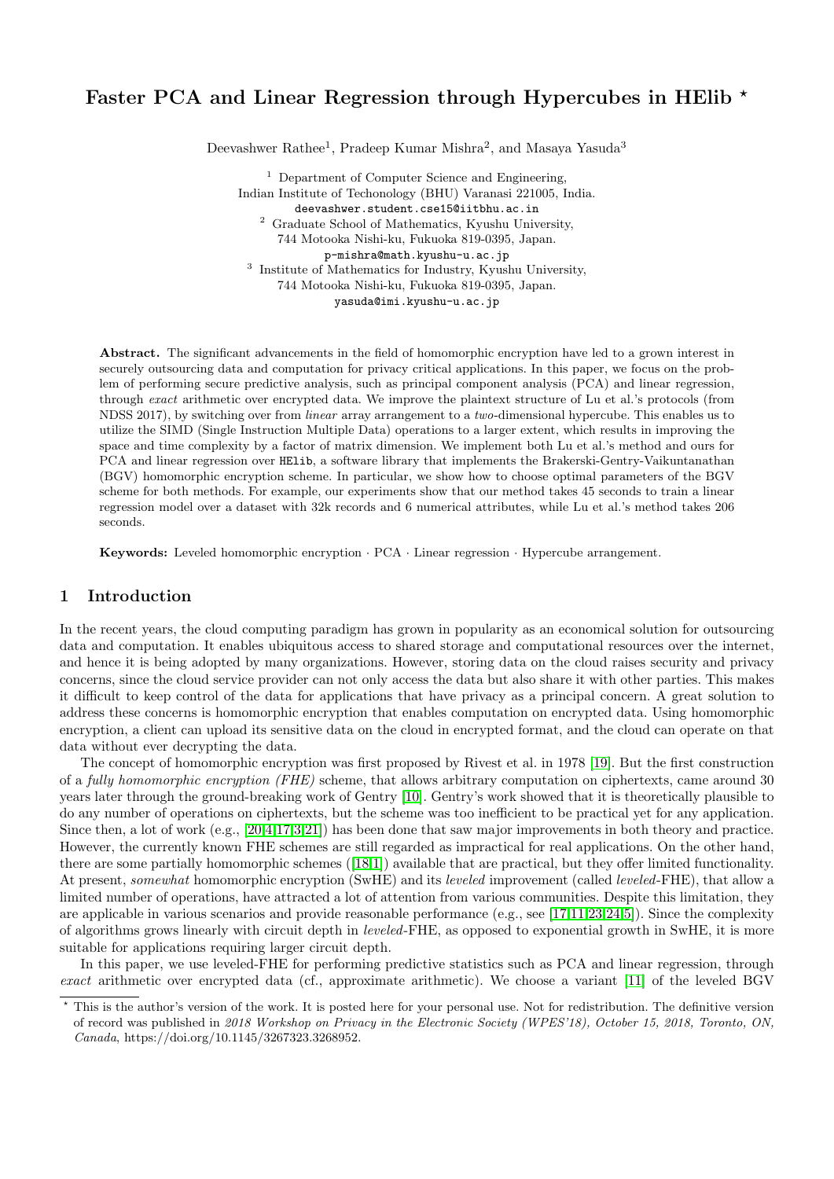# Faster PCA and Linear Regression through Hypercubes in HElib *

Deevashwer Rathee[1], Pradeep Kumar Mishra[2], and Masaya Yasuda[3]

[1] Department of Computer Science and Engineering,
Indian Institute of Techonology (BHU) Varanasi 221005, India.
deevashwer.student.cse15@iitbhu.ac.in

[2] Graduate School of Mathematics, Kyushu University,
744 Motooka Nishi-ku, Fukuoka 819-0395, Japan.
p-mishra@math.kyushu-u.ac.jp

[3] Institute of Mathematics for Industry, Kyushu University,
744 Motooka Nishi-ku, Fukuoka 819-0395, Japan.
yasuda@imi.kyushu-u.ac.jp

**Abstract.** The significant advancements in the field of homomorphic encryption have led to a grown interest in securely outsourcing data and computation for privacy critical applications. In this paper, we focus on the problem of performing secure predictive analysis, such as principal component analysis (PCA) and linear regression, through *exact* arithmetic over encrypted data. We improve the plaintext structure of Lu et al.'s protocols (from NDSS 2017), by switching over from *linear* array arrangement to a *two*-dimensional hypercube. This enables us to utilize the SIMD (Single Instruction Multiple Data) operations to a larger extent, which results in improving the space and time complexity by a factor of matrix dimension. We implement both Lu et al.'s method and ours for PCA and linear regression over HElib, a software library that implements the Brakerski-Gentry-Vaikuntanathan (BGV) homomorphic encryption scheme. In particular, we show how to choose optimal parameters of the BGV scheme for both methods. For example, our experiments show that our method takes 45 seconds to train a linear regression model over a dataset with 32k records and 6 numerical attributes, while Lu et al.'s method takes 206 seconds.

**Keywords:** Leveled homomorphic encryption · PCA · Linear regression · Hypercube arrangement.

## 1 Introduction

In the recent years, the cloud computing paradigm has grown in popularity as an economical solution for outsourcing data and computation. It enables ubiquitous access to shared storage and computational resources over the internet, and hence it is being adopted by many organizations. However, storing data on the cloud raises security and privacy concerns, since the cloud service provider can not only access the data but also share it with other parties. This makes it difficult to keep control of the data for applications that have privacy as a principal concern. A great solution to address these concerns is homomorphic encryption that enables computation on encrypted data. Using homomorphic encryption, a client can upload its sensitive data on the cloud in encrypted format, and the cloud can operate on that data without ever decrypting the data.

The concept of homomorphic encryption was first proposed by Rivest et al. in 1978 [19]. But the first construction of a *fully homomorphic encryption (FHE)* scheme, that allows arbitrary computation on ciphertexts, came around 30 years later through the ground-breaking work of Gentry [10]. Gentry's work showed that it is theoretically plausible to do any number of operations on ciphertexts, but the scheme was too inefficient to be practical yet for any application. Since then, a lot of work (e.g., [20,4,17,3,21]) has been done that saw major improvements in both theory and practice. However, the currently known FHE schemes are still regarded as impractical for real applications. On the other hand, there are some partially homomorphic schemes ([18,1]) available that are practical, but they offer limited functionality. At present, *somewhat* homomorphic encryption (SwHE) and its *leveled* improvement (called *leveled*-FHE), that allow a limited number of operations, have attracted a lot of attention from various communities. Despite this limitation, they are applicable in various scenarios and provide reasonable performance (e.g., see [17,11,23,24,5]). Since the complexity of algorithms grows linearly with circuit depth in *leveled*-FHE, as opposed to exponential growth in SwHE, it is more suitable for applications requiring larger circuit depth.

In this paper, we use leveled-FHE for performing predictive statistics such as PCA and linear regression, through *exact* arithmetic over encrypted data (cf., approximate arithmetic). We choose a variant [11] of the leveled BGV

* This is the author's version of the work. It is posted here for your personal use. Not for redistribution. The definitive version of record was published in *2018 Workshop on Privacy in the Electronic Society (WPES'18), October 15, 2018, Toronto, ON, Canada*, https://doi.org/10.1145/3267323.3268952.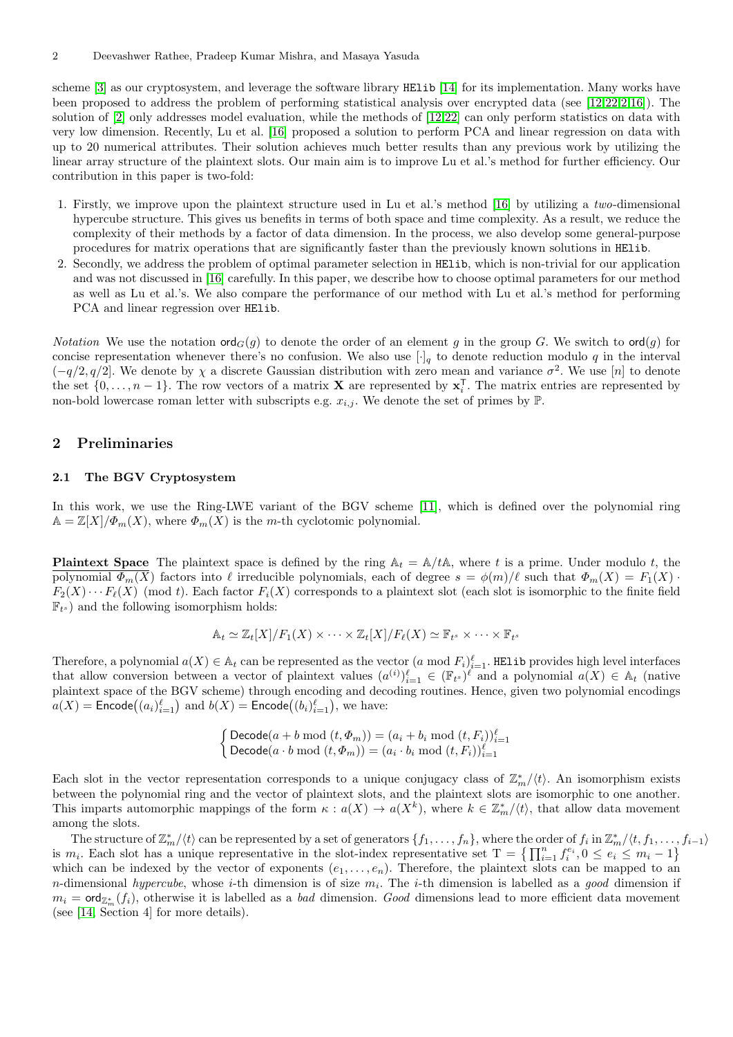scheme [3] as our cryptosystem, and leverage the software library `HElib` [14] for its implementation. Many works have been proposed to address the problem of performing statistical analysis over encrypted data (see [12,22,2,16]). The solution of [2] only addresses model evaluation, while the methods of [12,22] can only perform statistics on data with very low dimension. Recently, Lu et al. [16] proposed a solution to perform PCA and linear regression on data with up to 20 numerical attributes. Their solution achieves much better results than any previous work by utilizing the linear array structure of the plaintext slots. Our main aim is to improve Lu et al.'s method for further efficiency. Our contribution in this paper is two-fold:

1. Firstly, we improve upon the plaintext structure used in Lu et al.'s method [16] by utilizing a *two*-dimensional hypercube structure. This gives us benefits in terms of both space and time complexity. As a result, we reduce the complexity of their methods by a factor of data dimension. In the process, we also develop some general-purpose procedures for matrix operations that are significantly faster than the previously known solutions in `HElib`.
2. Secondly, we address the problem of optimal parameter selection in `HElib`, which is non-trivial for our application and was not discussed in [16] carefully. In this paper, we describe how to choose optimal parameters for our method as well as Lu et al.'s. We also compare the performance of our method with Lu et al.'s method for performing PCA and linear regression over `HElib`.

*Notation* We use the notation $\mathsf{ord}_G(g)$ to denote the order of an element $g$ in the group $G$. We switch to $\mathsf{ord}(g)$ for concise representation whenever there's no confusion. We also use $[\cdot]_q$ to denote reduction modulo $q$ in the interval $(-q/2, q/2]$. We denote by $\chi$ a discrete Gaussian distribution with zero mean and variance $\sigma^2$. We use $[n]$ to denote the set $\{0, \ldots, n-1\}$. The row vectors of a matrix $\mathbf{X}$ are represented by $\mathbf{x}_i^\intercal$. The matrix entries are represented by non-bold lowercase roman letter with subscripts e.g. $x_{i,j}$. We denote the set of primes by $\mathbb{P}$.

## 2 Preliminaries

### 2.1 The BGV Cryptosystem

In this work, we use the Ring-LWE variant of the BGV scheme [11], which is defined over the polynomial ring $\mathbb{A} = \mathbb{Z}[X]/\Phi_m(X)$, where $\Phi_m(X)$ is the $m$-th cyclotomic polynomial.

**Plaintext Space** The plaintext space is defined by the ring $\mathbb{A}_t = \mathbb{A}/t\mathbb{A}$, where $t$ is a prime. Under modulo $t$, the polynomial $\Phi_m(X)$ factors into $\ell$ irreducible polynomials, each of degree $s = \phi(m)/\ell$ such that $\Phi_m(X) = F_1(X) \cdot F_2(X) \cdots F_\ell(X) \pmod t$. Each factor $F_i(X)$ corresponds to a plaintext slot (each slot is isomorphic to the finite field $\mathbb{F}_{t^s}$) and the following isomorphism holds:

$$\mathbb{A}_t \simeq \mathbb{Z}_t[X]/F_1(X) \times \cdots \times \mathbb{Z}_t[X]/F_\ell(X) \simeq \mathbb{F}_{t^s} \times \cdots \times \mathbb{F}_{t^s}$$

Therefore, a polynomial $a(X) \in \mathbb{A}_t$ can be represented as the vector $(a \bmod F_i)_{i=1}^{\ell}$. `HElib` provides high level interfaces that allow conversion between a vector of plaintext values $(a^{(i)})_{i=1}^{\ell} \in (\mathbb{F}_{t^s})^\ell$ and a polynomial $a(X) \in \mathbb{A}_t$ (native plaintext space of the BGV scheme) through encoding and decoding routines. Hence, given two polynomial encodings $a(X) = \mathsf{Encode}\big((a_i)_{i=1}^{\ell}\big)$ and $b(X) = \mathsf{Encode}\big((b_i)_{i=1}^{\ell}\big)$, we have:

$$\begin{cases} \mathsf{Decode}(a + b \bmod (t, \Phi_m)) = (a_i + b_i \bmod (t, F_i))_{i=1}^{\ell} \\ \mathsf{Decode}(a \cdot b \bmod (t, \Phi_m)) = (a_i \cdot b_i \bmod (t, F_i))_{i=1}^{\ell} \end{cases}$$

Each slot in the vector representation corresponds to a unique conjugacy class of $\mathbb{Z}_m^*/\langle t\rangle$. An isomorphism exists between the polynomial ring and the vector of plaintext slots, and the plaintext slots are isomorphic to one another. This imparts automorphic mappings of the form $\kappa : a(X) \to a(X^k)$, where $k \in \mathbb{Z}_m^*/\langle t\rangle$, that allow data movement among the slots.

The structure of $\mathbb{Z}_m^*/\langle t\rangle$ can be represented by a set of generators $\{f_1, \ldots, f_n\}$, where the order of $f_i$ in $\mathbb{Z}_m^*/\langle t, f_1, \ldots, f_{i-1}\rangle$ is $m_i$. Each slot has a unique representative in the slot-index representative set $\mathrm{T} = \left\{\prod_{i=1}^{n} f_i^{e_i}, 0 \le e_i \le m_i - 1\right\}$ which can be indexed by the vector of exponents $(e_1, \ldots, e_n)$. Therefore, the plaintext slots can be mapped to an $n$-dimensional *hypercube*, whose $i$-th dimension is of size $m_i$. The $i$-th dimension is labelled as a *good* dimension if $m_i = \mathsf{ord}_{\mathbb{Z}_m^*}(f_i)$, otherwise it is labelled as a *bad* dimension. *Good* dimensions lead to more efficient data movement (see [14, Section 4] for more details).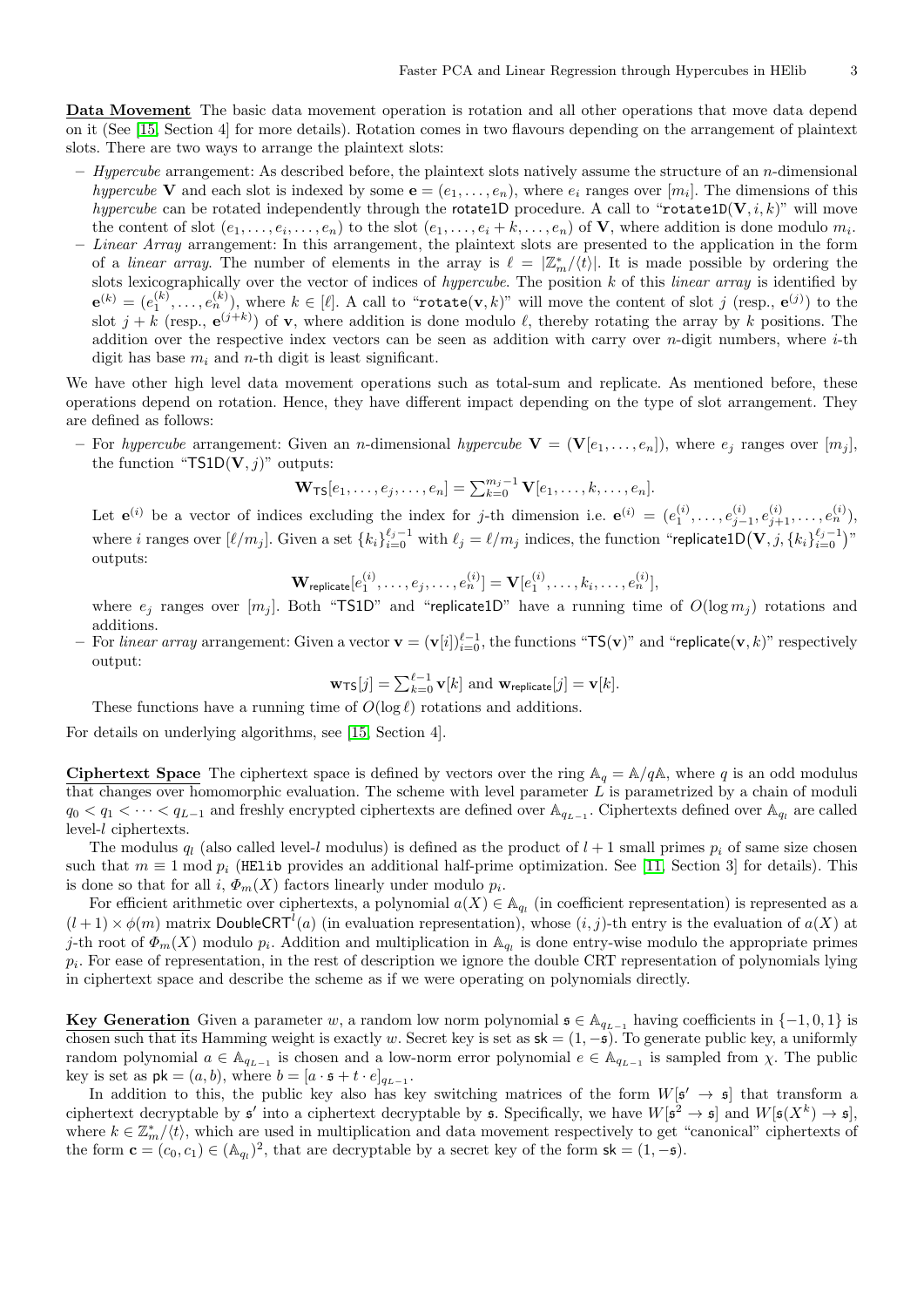**Data Movement** The basic data movement operation is rotation and all other operations that move data depend on it (See [15, Section 4] for more details). Rotation comes in two flavours depending on the arrangement of plaintext slots. There are two ways to arrange the plaintext slots:

- *Hypercube* arrangement: As described before, the plaintext slots natively assume the structure of an $n$-dimensional *hypercube* $\mathbf{V}$ and each slot is indexed by some $\mathbf{e} = (e_1, \ldots, e_n)$, where $e_i$ ranges over $[m_i]$. The dimensions of this *hypercube* can be rotated independently through the rotate1D procedure. A call to "rotate1D($\mathbf{V}, i, k$)" will move the content of slot $(e_1, \ldots, e_i, \ldots, e_n)$ to the slot $(e_1, \ldots, e_i + k, \ldots, e_n)$ of $\mathbf{V}$, where addition is done modulo $m_i$.
- *Linear Array* arrangement: In this arrangement, the plaintext slots are presented to the application in the form of a *linear array*. The number of elements in the array is $\ell = |\mathbb{Z}_m^*/\langle t\rangle|$. It is made possible by ordering the slots lexicographically over the vector of indices of *hypercube*. The position $k$ of this *linear array* is identified by $\mathbf{e}^{(k)} = (e_1^{(k)}, \ldots, e_n^{(k)})$, where $k \in [\ell]$. A call to "rotate($\mathbf{v}, k$)" will move the content of slot $j$ (resp., $\mathbf{e}^{(j)}$) to the slot $j + k$ (resp., $\mathbf{e}^{(j+k)}$) of $\mathbf{v}$, where addition is done modulo $\ell$, thereby rotating the array by $k$ positions. The addition over the respective index vectors can be seen as addition with carry over $n$-digit numbers, where $i$-th digit has base $m_i$ and $n$-th digit is least significant.

We have other high level data movement operations such as total-sum and replicate. As mentioned before, these operations depend on rotation. Hence, they have different impact depending on the type of slot arrangement. They are defined as follows:

- For *hypercube* arrangement: Given an $n$-dimensional *hypercube* $\mathbf{V} = (\mathbf{V}[e_1, \ldots, e_n])$, where $e_j$ ranges over $[m_j]$, the function "TS1D($\mathbf{V}, j$)" outputs:

$$\mathbf{W}_{\mathsf{TS}}[e_1, \ldots, e_j, \ldots, e_n] = \textstyle\sum_{k=0}^{m_j - 1} \mathbf{V}[e_1, \ldots, k, \ldots, e_n].$$

  Let $\mathbf{e}^{(i)}$ be a vector of indices excluding the index for $j$-th dimension i.e. $\mathbf{e}^{(i)} = (e_1^{(i)}, \ldots, e_{j-1}^{(i)}, e_{j+1}^{(i)}, \ldots, e_n^{(i)})$, where $i$ ranges over $[\ell/m_j]$. Given a set $\{k_i\}_{i=0}^{\ell_j - 1}$ with $\ell_j = \ell/m_j$ indices, the function "replicate1D$\big(\mathbf{V}, j, \{k_i\}_{i=0}^{\ell_j-1}\big)$" outputs:

$$\mathbf{W}_{\mathsf{replicate}}[e_1^{(i)}, \ldots, e_j, \ldots, e_n^{(i)}] = \mathbf{V}[e_1^{(i)}, \ldots, k_i, \ldots, e_n^{(i)}],$$

  where $e_j$ ranges over $[m_j]$. Both "TS1D" and "replicate1D" have a running time of $O(\log m_j)$ rotations and additions.
- For *linear array* arrangement: Given a vector $\mathbf{v} = (\mathbf{v}[i])_{i=0}^{\ell-1}$, the functions "TS($\mathbf{v}$)" and "replicate($\mathbf{v}, k$)" respectively output:

$$\mathbf{w}_{\mathsf{TS}}[j] = \textstyle\sum_{k=0}^{\ell-1} \mathbf{v}[k] \text{ and } \mathbf{w}_{\mathsf{replicate}}[j] = \mathbf{v}[k].$$

  These functions have a running time of $O(\log \ell)$ rotations and additions.

For details on underlying algorithms, see [15, Section 4].

**Ciphertext Space** The ciphertext space is defined by vectors over the ring $\mathbb{A}_q = \mathbb{A}/q\mathbb{A}$, where $q$ is an odd modulus that changes over homomorphic evaluation. The scheme with level parameter $L$ is parametrized by a chain of moduli $q_0 < q_1 < \cdots < q_{L-1}$ and freshly encrypted ciphertexts are defined over $\mathbb{A}_{q_{L-1}}$. Ciphertexts defined over $\mathbb{A}_{q_l}$ are called level-$l$ ciphertexts.

The modulus $q_l$ (also called level-$l$ modulus) is defined as the product of $l+1$ small primes $p_i$ of same size chosen such that $m \equiv 1 \bmod p_i$ (HElib provides an additional half-prime optimization. See [11, Section 3] for details). This is done so that for all $i$, $\Phi_m(X)$ factors linearly under modulo $p_i$.

For efficient arithmetic over ciphertexts, a polynomial $a(X) \in \mathbb{A}_{q_l}$ (in coefficient representation) is represented as a $(l+1) \times \phi(m)$ matrix $\mathsf{DoubleCRT}^l(a)$ (in evaluation representation), whose $(i,j)$-th entry is the evaluation of $a(X)$ at $j$-th root of $\Phi_m(X)$ modulo $p_i$. Addition and multiplication in $\mathbb{A}_{q_l}$ is done entry-wise modulo the appropriate primes $p_i$. For ease of representation, in the rest of description we ignore the double CRT representation of polynomials lying in ciphertext space and describe the scheme as if we were operating on polynomials directly.

**Key Generation** Given a parameter $w$, a random low norm polynomial $\mathfrak{s} \in \mathbb{A}_{q_{L-1}}$ having coefficients in $\{-1, 0, 1\}$ is chosen such that its Hamming weight is exactly $w$. Secret key is set as $\mathsf{sk} = (1, -\mathfrak{s})$. To generate public key, a uniformly random polynomial $a \in \mathbb{A}_{q_{L-1}}$ is chosen and a low-norm error polynomial $e \in \mathbb{A}_{q_{L-1}}$ is sampled from $\chi$. The public key is set as $\mathsf{pk} = (a, b)$, where $b = [a \cdot \mathfrak{s} + t \cdot e]_{q_{L-1}}$.

In addition to this, the public key also has key switching matrices of the form $W[\mathfrak{s}' \to \mathfrak{s}]$ that transform a ciphertext decryptable by $\mathfrak{s}'$ into a ciphertext decryptable by $\mathfrak{s}$. Specifically, we have $W[\mathfrak{s}^2 \to \mathfrak{s}]$ and $W[\mathfrak{s}(X^k) \to \mathfrak{s}]$, where $k \in \mathbb{Z}_m^*/\langle t\rangle$, which are used in multiplication and data movement respectively to get "canonical" ciphertexts of the form $\mathbf{c} = (c_0, c_1) \in (\mathbb{A}_{q_l})^2$, that are decryptable by a secret key of the form $\mathsf{sk} = (1, -\mathfrak{s})$.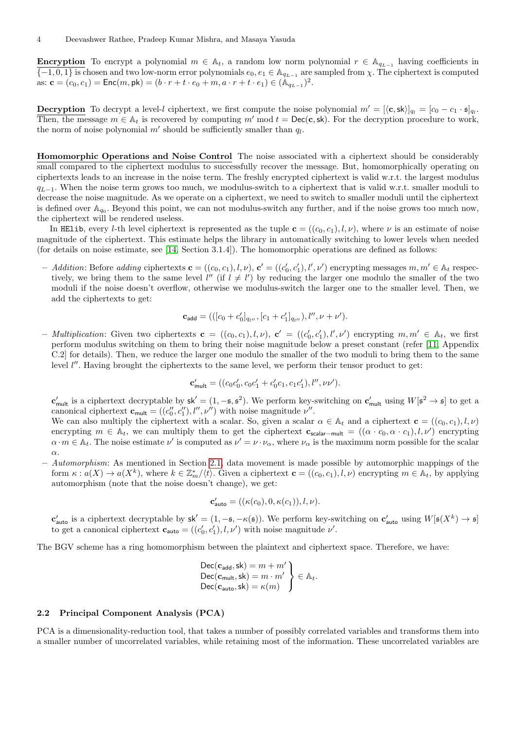**Encryption** To encrypt a polynomial $m \in \mathbb{A}_t$, a random low norm polynomial $r \in \mathbb{A}_{q_{L-1}}$ having coefficients in $\{-1, 0, 1\}$ is chosen and two low-norm error polynomials $e_0, e_1 \in \mathbb{A}_{q_{L-1}}$ are sampled from $\chi$. The ciphertext is computed as: $\mathbf{c} = (c_0, c_1) = \mathsf{Enc}(m, \mathsf{pk}) = (b \cdot r + t \cdot e_0 + m, a \cdot r + t \cdot e_1) \in (\mathbb{A}_{q_{L-1}})^2$.

**Decryption** To decrypt a level-$l$ ciphertext, we first compute the noise polynomial $m' = [\langle \mathbf{c}, \mathsf{sk} \rangle]_{q_l} = [c_0 - c_1 \cdot \mathfrak{s}]_{q_l}$. Then, the message $m \in \mathbb{A}_t$ is recovered by computing $m' \bmod t = \mathsf{Dec}(\mathbf{c}, \mathsf{sk})$. For the decryption procedure to work, the norm of noise polynomial $m'$ should be sufficiently smaller than $q_l$.

**Homomorphic Operations and Noise Control** The noise associated with a ciphertext should be considerably small compared to the ciphertext modulus to successfully recover the message. But, homomorphically operating on ciphertexts leads to an increase in the noise term. The freshly encrypted ciphertext is valid w.r.t. the largest modulus $q_{L-1}$. When the noise term grows too much, we modulus-switch to a ciphertext that is valid w.r.t. smaller moduli to decrease the noise magnitude. As we operate on a ciphertext, we need to switch to smaller moduli until the ciphertext is defined over $\mathbb{A}_{q_0}$. Beyond this point, we can not modulus-switch any further, and if the noise grows too much now, the ciphertext will be rendered useless.

In HElib, every $l$-th level ciphertext is represented as the tuple $\mathbf{c} = ((c_0, c_1), l, \nu)$, where $\nu$ is an estimate of noise magnitude of the ciphertext. This estimate helps the library in automatically switching to lower levels when needed (for details on noise estimate, see [14, Section 3.1.4]). The homomorphic operations are defined as follows:

- *Addition*: Before *adding* ciphertexts $\mathbf{c} = ((c_0, c_1), l, \nu)$, $\mathbf{c}' = ((c_0', c_1'), l', \nu')$ encrypting messages $m, m' \in \mathbb{A}_t$ respectively, we bring them to the same level $l''$ (if $l \neq l'$) by reducing the larger one modulo the smaller of the two moduli if the noise doesn't overflow, otherwise we modulus-switch the larger one to the smaller level. Then, we add the ciphertexts to get:

$$\mathbf{c}_{\mathsf{add}} = (([c_0 + c_0']_{q_{l''}}, [c_1 + c_1']_{q_{l''}}), l'', \nu + \nu').$$

- *Multiplication*: Given two ciphertexts $\mathbf{c} = ((c_0, c_1), l, \nu)$, $\mathbf{c}' = ((c_0', c_1'), l', \nu')$ encrypting $m, m' \in \mathbb{A}_t$, we first perform modulus switching on them to bring their noise magnitude below a preset constant (refer [11, Appendix C.2] for details). Then, we reduce the larger one modulo the smaller of the two moduli to bring them to the same level $l''$. Having brought the ciphertexts to the same level, we perform their tensor product to get:

$$\mathbf{c}_{\mathsf{mult}}' = ((c_0 c_0', c_0 c_1' + c_0' c_1, c_1 c_1'), l'', \nu\nu').$$

  $\mathbf{c}_{\mathsf{mult}}'$ is a ciphertext decryptable by $\mathsf{sk}' = (1, -\mathfrak{s}, \mathfrak{s}^2)$. We perform key-switching on $\mathbf{c}_{\mathsf{mult}}'$ using $W[\mathfrak{s}^2 \to \mathfrak{s}]$ to get a canonical ciphertext $\mathbf{c}_{\mathsf{mult}} = ((c_0'', c_1''), l'', \nu'')$ with noise magnitude $\nu''$.
  We can also multiply the ciphertext with a scalar. So, given a scalar $\alpha \in \mathbb{A}_t$ and a ciphertext $\mathbf{c} = ((c_0, c_1), l, \nu)$ encrypting $m \in \mathbb{A}_t$, we can multiply them to get the ciphertext $\mathbf{c}_{\mathsf{scalar-mult}} = ((\alpha \cdot c_0, \alpha \cdot c_1), l, \nu')$ encrypting $\alpha \cdot m \in \mathbb{A}_t$. The noise estimate $\nu'$ is computed as $\nu' = \nu \cdot \nu_\alpha$, where $\nu_\alpha$ is the maximum norm possible for the scalar $\alpha$.
- *Automorphism*: As mentioned in Section 2.1, data movement is made possible by automorphic mappings of the form $\kappa : a(X) \to a(X^k)$, where $k \in \mathbb{Z}_m^* / \langle t \rangle$. Given a ciphertext $\mathbf{c} = ((c_0, c_1), l, \nu)$ encrypting $m \in \mathbb{A}_t$, by applying automorphism (note that the noise doesn't change), we get:

$$\mathbf{c}_{\mathsf{auto}}' = ((\kappa(c_0), 0, \kappa(c_1)), l, \nu).$$

  $\mathbf{c}_{\mathsf{auto}}'$ is a ciphertext decryptable by $\mathsf{sk}' = (1, -\mathfrak{s}, -\kappa(\mathfrak{s}))$. We perform key-switching on $\mathbf{c}_{\mathsf{auto}}'$ using $W[\mathfrak{s}(X^k) \to \mathfrak{s}]$ to get a canonical ciphertext $\mathbf{c}_{\mathsf{auto}} = ((c_0', c_1'), l, \nu')$ with noise magnitude $\nu'$.

The BGV scheme has a ring homomorphism between the plaintext and ciphertext space. Therefore, we have:

$$\left.\begin{array}{l} \mathsf{Dec}(\mathbf{c}_{\mathsf{add}}, \mathsf{sk}) = m + m' \\ \mathsf{Dec}(\mathbf{c}_{\mathsf{mult}}, \mathsf{sk}) = m \cdot m' \\ \mathsf{Dec}(\mathbf{c}_{\mathsf{auto}}, \mathsf{sk}) = \kappa(m) \end{array}\right\} \in \mathbb{A}_t.$$

### 2.2 Principal Component Analysis (PCA)

PCA is a dimensionality-reduction tool, that takes a number of possibly correlated variables and transforms them into a smaller number of uncorrelated variables, while retaining most of the information. These uncorrelated variables are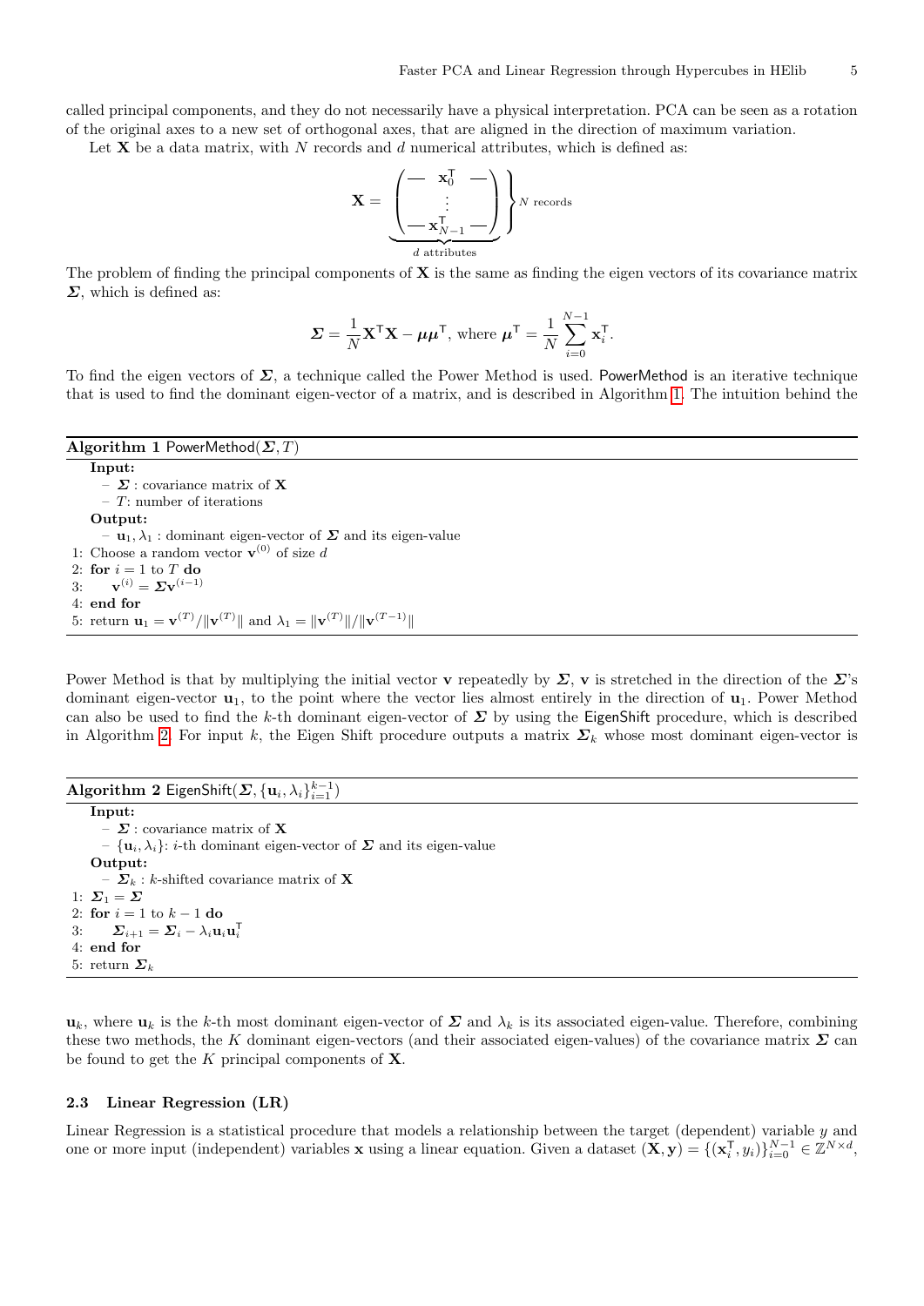called principal components, and they do not necessarily have a physical interpretation. PCA can be seen as a rotation of the original axes to a new set of orthogonal axes, that are aligned in the direction of maximum variation.

Let $\mathbf{X}$ be a data matrix, with $N$ records and $d$ numerical attributes, which is defined as:

$$\mathbf{X} = \underbrace{\begin{pmatrix} — & \mathbf{x}_0^\intercal & — \\ & \vdots & \\ — & \mathbf{x}_{N-1}^\intercal & — \end{pmatrix}}_{d \text{ attributes}} \Bigg\} N \text{ records}$$

The problem of finding the principal components of $\mathbf{X}$ is the same as finding the eigen vectors of its covariance matrix $\boldsymbol{\Sigma}$, which is defined as:

$$\boldsymbol{\Sigma} = \frac{1}{N}\mathbf{X}^\intercal\mathbf{X} - \boldsymbol{\mu}\boldsymbol{\mu}^\intercal, \text{ where } \boldsymbol{\mu}^\intercal = \frac{1}{N}\sum_{i=0}^{N-1}\mathbf{x}_i^\intercal.$$

To find the eigen vectors of $\boldsymbol{\Sigma}$, a technique called the Power Method is used. PowerMethod is an iterative technique that is used to find the dominant eigen-vector of a matrix, and is described in Algorithm 1. The intuition behind the

**Algorithm 1** PowerMethod($\boldsymbol{\Sigma}, T$)

**Input:**
- $\boldsymbol{\Sigma}$ : covariance matrix of $\mathbf{X}$
- $T$: number of iterations

**Output:**
- $\mathbf{u}_1, \lambda_1$ : dominant eigen-vector of $\boldsymbol{\Sigma}$ and its eigen-value

1: Choose a random vector $\mathbf{v}^{(0)}$ of size $d$
2: **for** $i = 1$ to $T$ **do**
3: $\quad \mathbf{v}^{(i)} = \boldsymbol{\Sigma}\mathbf{v}^{(i-1)}$
4: **end for**
5: return $\mathbf{u}_1 = \mathbf{v}^{(T)}/\|\mathbf{v}^{(T)}\|$ and $\lambda_1 = \|\mathbf{v}^{(T)}\|/\|\mathbf{v}^{(T-1)}\|$

Power Method is that by multiplying the initial vector $\mathbf{v}$ repeatedly by $\boldsymbol{\Sigma}$, $\mathbf{v}$ is stretched in the direction of the $\boldsymbol{\Sigma}$'s dominant eigen-vector $\mathbf{u}_1$, to the point where the vector lies almost entirely in the direction of $\mathbf{u}_1$. Power Method can also be used to find the $k$-th dominant eigen-vector of $\boldsymbol{\Sigma}$ by using the EigenShift procedure, which is described in Algorithm 2. For input $k$, the Eigen Shift procedure outputs a matrix $\boldsymbol{\Sigma}_k$ whose most dominant eigen-vector is

**Algorithm 2** EigenShift($\boldsymbol{\Sigma}, \{\mathbf{u}_i, \lambda_i\}_{i=1}^{k-1}$)

**Input:**
- $\boldsymbol{\Sigma}$ : covariance matrix of $\mathbf{X}$
- $\{\mathbf{u}_i, \lambda_i\}$: $i$-th dominant eigen-vector of $\boldsymbol{\Sigma}$ and its eigen-value

**Output:**
- $\boldsymbol{\Sigma}_k$ : $k$-shifted covariance matrix of $\mathbf{X}$

1: $\boldsymbol{\Sigma}_1 = \boldsymbol{\Sigma}$
2: **for** $i = 1$ to $k-1$ **do**
3: $\quad \boldsymbol{\Sigma}_{i+1} = \boldsymbol{\Sigma}_i - \lambda_i\mathbf{u}_i\mathbf{u}_i^\intercal$
4: **end for**
5: return $\boldsymbol{\Sigma}_k$

$\mathbf{u}_k$, where $\mathbf{u}_k$ is the $k$-th most dominant eigen-vector of $\boldsymbol{\Sigma}$ and $\lambda_k$ is its associated eigen-value. Therefore, combining these two methods, the $K$ dominant eigen-vectors (and their associated eigen-values) of the covariance matrix $\boldsymbol{\Sigma}$ can be found to get the $K$ principal components of $\mathbf{X}$.

### 2.3 Linear Regression (LR)

Linear Regression is a statistical procedure that models a relationship between the target (dependent) variable $y$ and one or more input (independent) variables $\mathbf{x}$ using a linear equation. Given a dataset $(\mathbf{X}, \mathbf{y}) = \{(\mathbf{x}_i^\intercal, y_i)\}_{i=0}^{N-1} \in \mathbb{Z}^{N\times d}$,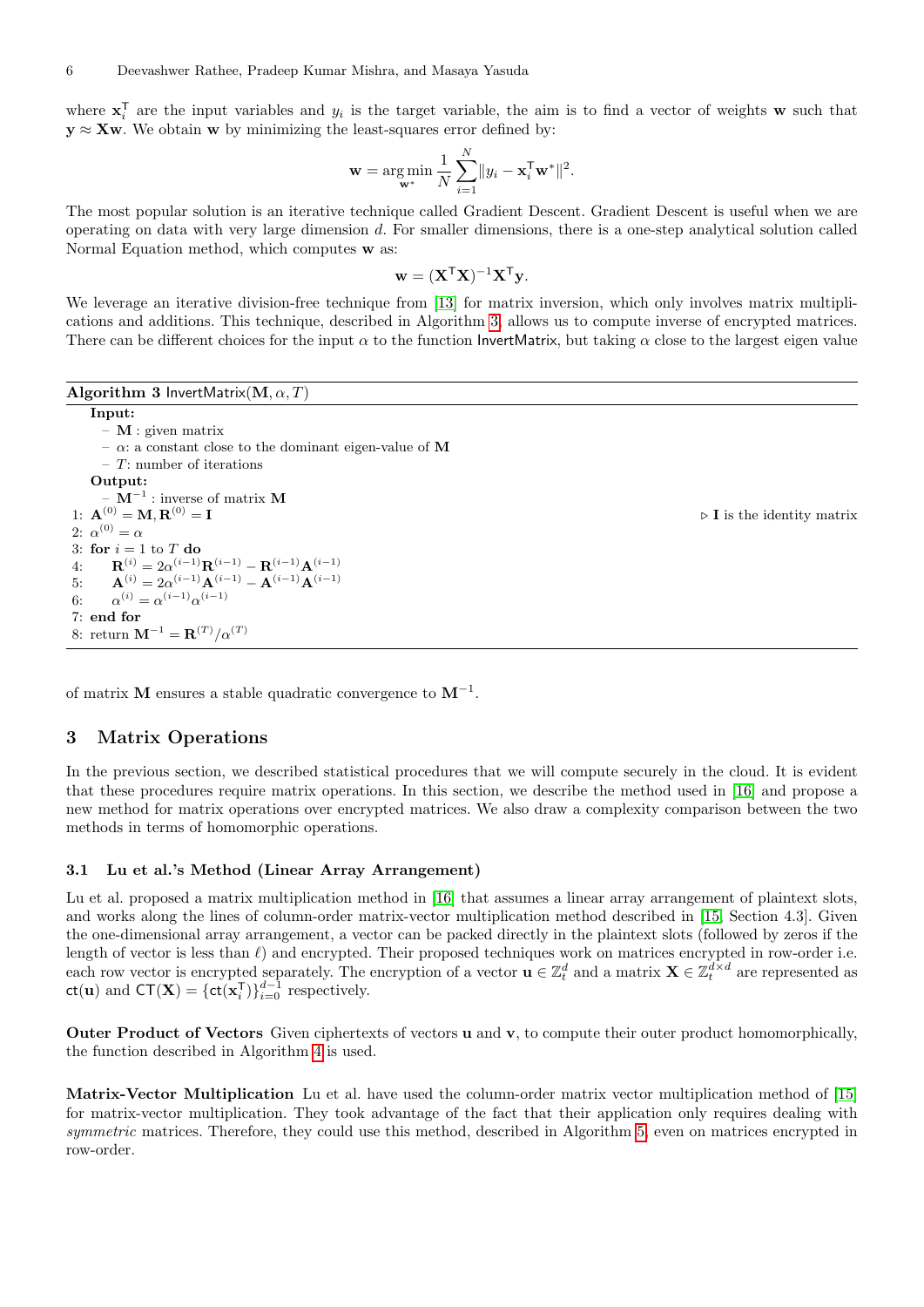where $\mathbf{x}_i^\mathsf{T}$ are the input variables and $y_i$ is the target variable, the aim is to find a vector of weights $\mathbf{w}$ such that $\mathbf{y} \approx \mathbf{X}\mathbf{w}$. We obtain $\mathbf{w}$ by minimizing the least-squares error defined by:

$$\mathbf{w} = \arg\min_{\mathbf{w}^*} \frac{1}{N} \sum_{i=1}^{N} \|y_i - \mathbf{x}_i^\mathsf{T}\mathbf{w}^*\|^2.$$

The most popular solution is an iterative technique called Gradient Descent. Gradient Descent is useful when we are operating on data with very large dimension $d$. For smaller dimensions, there is a one-step analytical solution called Normal Equation method, which computes $\mathbf{w}$ as:

$$\mathbf{w} = (\mathbf{X}^\mathsf{T}\mathbf{X})^{-1}\mathbf{X}^\mathsf{T}\mathbf{y}.$$

We leverage an iterative division-free technique from [13] for matrix inversion, which only involves matrix multiplications and additions. This technique, described in Algorithm 3, allows us to compute inverse of encrypted matrices. There can be different choices for the input $\alpha$ to the function InvertMatrix, but taking $\alpha$ close to the largest eigen value of matrix $\mathbf{M}$ ensures a stable quadratic convergence to $\mathbf{M}^{-1}$.

**Algorithm 3** InvertMatrix($\mathbf{M}, \alpha, T$)

**Input:**
- $\mathbf{M}$ : given matrix
- $\alpha$: a constant close to the dominant eigen-value of $\mathbf{M}$
- $T$: number of iterations

**Output:**
- $\mathbf{M}^{-1}$ : inverse of matrix $\mathbf{M}$

1: $\mathbf{A}^{(0)} = \mathbf{M}, \mathbf{R}^{(0)} = \mathbf{I}$ ▷ $\mathbf{I}$ is the identity matrix
2: $\alpha^{(0)} = \alpha$
3: **for** $i = 1$ to $T$ **do**
4: $\quad \mathbf{R}^{(i)} = 2\alpha^{(i-1)}\mathbf{R}^{(i-1)} - \mathbf{R}^{(i-1)}\mathbf{A}^{(i-1)}$
5: $\quad \mathbf{A}^{(i)} = 2\alpha^{(i-1)}\mathbf{A}^{(i-1)} - \mathbf{A}^{(i-1)}\mathbf{A}^{(i-1)}$
6: $\quad \alpha^{(i)} = \alpha^{(i-1)}\alpha^{(i-1)}$
7: **end for**
8: return $\mathbf{M}^{-1} = \mathbf{R}^{(T)}/\alpha^{(T)}$

## 3 Matrix Operations

In the previous section, we described statistical procedures that we will compute securely in the cloud. It is evident that these procedures require matrix operations. In this section, we describe the method used in [16] and propose a new method for matrix operations over encrypted matrices. We also draw a complexity comparison between the two methods in terms of homomorphic operations.

### 3.1 Lu et al.'s Method (Linear Array Arrangement)

Lu et al. proposed a matrix multiplication method in [16] that assumes a linear array arrangement of plaintext slots, and works along the lines of column-order matrix-vector multiplication method described in [15, Section 4.3]. Given the one-dimensional array arrangement, a vector can be packed directly in the plaintext slots (followed by zeros if the length of vector is less than $\ell$) and encrypted. Their proposed techniques work on matrices encrypted in row-order i.e. each row vector is encrypted separately. The encryption of a vector $\mathbf{u} \in \mathbb{Z}_t^d$ and a matrix $\mathbf{X} \in \mathbb{Z}_t^{d\times d}$ are represented as $\mathsf{ct}(\mathbf{u})$ and $\mathsf{CT}(\mathbf{X}) = \{\mathsf{ct}(\mathbf{x}_i^\mathsf{T})\}_{i=0}^{d-1}$ respectively.

**Outer Product of Vectors** Given ciphertexts of vectors $\mathbf{u}$ and $\mathbf{v}$, to compute their outer product homomorphically, the function described in Algorithm 4 is used.

**Matrix-Vector Multiplication** Lu et al. have used the column-order matrix vector multiplication method of [15] for matrix-vector multiplication. They took advantage of the fact that their application only requires dealing with *symmetric* matrices. Therefore, they could use this method, described in Algorithm 5, even on matrices encrypted in row-order.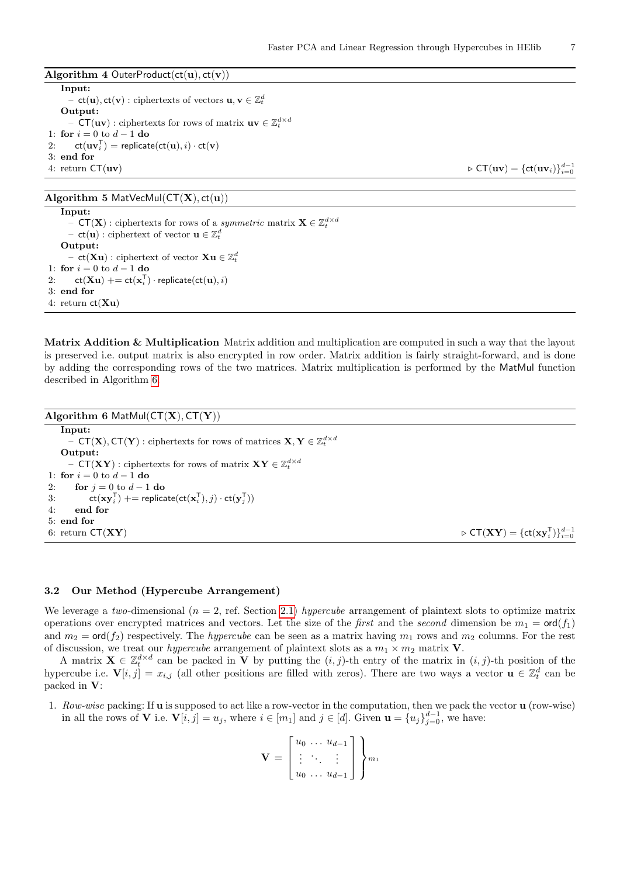**Algorithm 4** $\mathsf{OuterProduct}(\mathsf{ct}(\mathbf{u}), \mathsf{ct}(\mathbf{v}))$

**Input:**
- $\mathsf{ct}(\mathbf{u}), \mathsf{ct}(\mathbf{v})$ : ciphertexts of vectors $\mathbf{u}, \mathbf{v} \in \mathbb{Z}_t^d$

**Output:**
- $\mathsf{CT}(\mathbf{uv})$ : ciphertexts for rows of matrix $\mathbf{uv} \in \mathbb{Z}_t^{d \times d}$

```
1: for i = 0 to d − 1 do
2:     ct(uv_i^T) = replicate(ct(u), i) · ct(v)
3: end for
4: return CT(uv)                                    ▷ CT(uv) = {ct(uv_i)}_{i=0}^{d−1}
```

**Algorithm 5** $\mathsf{MatVecMul}(\mathsf{CT}(\mathbf{X}), \mathsf{ct}(\mathbf{u}))$

**Input:**
- $\mathsf{CT}(\mathbf{X})$ : ciphertexts for rows of a *symmetric* matrix $\mathbf{X} \in \mathbb{Z}_t^{d \times d}$
- $\mathsf{ct}(\mathbf{u})$ : ciphertext of vector $\mathbf{u} \in \mathbb{Z}_t^d$

**Output:**
- $\mathsf{ct}(\mathbf{Xu})$ : ciphertext of vector $\mathbf{Xu} \in \mathbb{Z}_t^d$

```
1: for i = 0 to d − 1 do
2:     ct(Xu) += ct(x_i^T) · replicate(ct(u), i)
3: end for
4: return ct(Xu)
```

**Matrix Addition & Multiplication** Matrix addition and multiplication are computed in such a way that the layout is preserved i.e. output matrix is also encrypted in row order. Matrix addition is fairly straight-forward, and is done by adding the corresponding rows of the two matrices. Matrix multiplication is performed by the MatMul function described in Algorithm 6.

**Algorithm 6** $\mathsf{MatMul}(\mathsf{CT}(\mathbf{X}), \mathsf{CT}(\mathbf{Y}))$

**Input:**
- $\mathsf{CT}(\mathbf{X}), \mathsf{CT}(\mathbf{Y})$ : ciphertexts for rows of matrices $\mathbf{X}, \mathbf{Y} \in \mathbb{Z}_t^{d \times d}$

**Output:**
- $\mathsf{CT}(\mathbf{XY})$ : ciphertexts for rows of matrix $\mathbf{XY} \in \mathbb{Z}_t^{d \times d}$

```
1: for i = 0 to d − 1 do
2:     for j = 0 to d − 1 do
3:         ct(xy_i^T) += replicate(ct(x_i^T), j) · ct(y_j^T))
4:     end for
5: end for
6: return CT(XY)                                    ▷ CT(XY) = {ct(xy_i^T)}_{i=0}^{d−1}
```

### 3.2 Our Method (Hypercube Arrangement)

We leverage a *two*-dimensional ($n = 2$, ref. Section 2.1) *hypercube* arrangement of plaintext slots to optimize matrix operations over encrypted matrices and vectors. Let the size of the *first* and the *second* dimension be $m_1 = \mathsf{ord}(f_1)$ and $m_2 = \mathsf{ord}(f_2)$ respectively. The *hypercube* can be seen as a matrix having $m_1$ rows and $m_2$ columns. For the rest of discussion, we treat our *hypercube* arrangement of plaintext slots as a $m_1 \times m_2$ matrix $\mathbf{V}$.

A matrix $\mathbf{X} \in \mathbb{Z}_t^{d \times d}$ can be packed in $\mathbf{V}$ by putting the $(i, j)$-th entry of the matrix in $(i, j)$-th position of the hypercube i.e. $\mathbf{V}[i, j] = x_{i,j}$ (all other positions are filled with zeros). There are two ways a vector $\mathbf{u} \in \mathbb{Z}_t^d$ can be packed in $\mathbf{V}$:

1. *Row-wise* packing: If $\mathbf{u}$ is supposed to act like a row-vector in the computation, then we pack the vector $\mathbf{u}$ (row-wise) in all the rows of $\mathbf{V}$ i.e. $\mathbf{V}[i, j] = u_j$, where $i \in [m_1]$ and $j \in [d]$. Given $\mathbf{u} = \{u_j\}_{j=0}^{d-1}$, we have:

$$\mathbf{V} = \left.\begin{bmatrix} u_0 & \dots & u_{d-1} \\ \vdots & \ddots & \vdots \\ u_0 & \dots & u_{d-1} \end{bmatrix}\right\}_{m_1}$$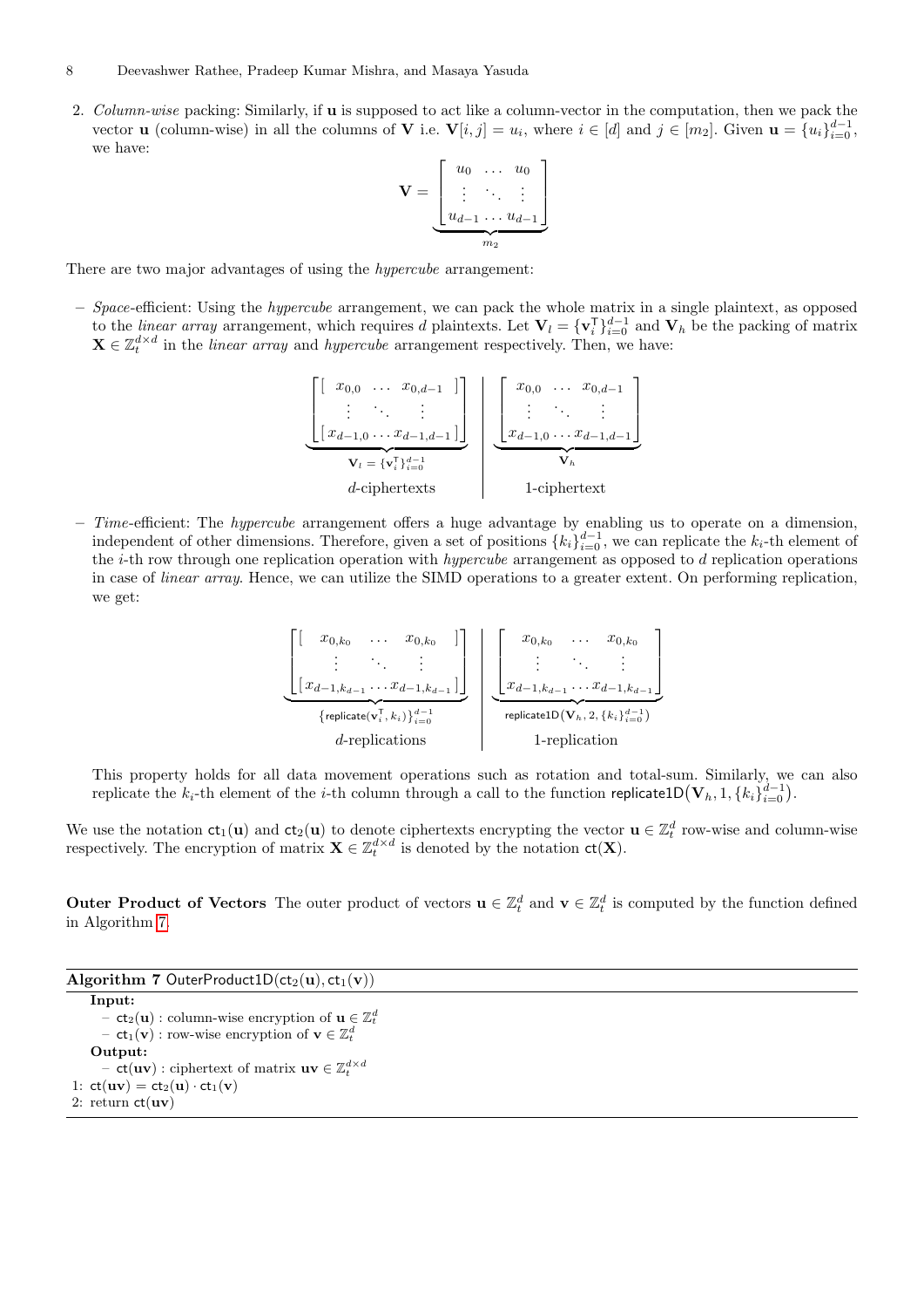2. *Column-wise* packing: Similarly, if $\mathbf{u}$ is supposed to act like a column-vector in the computation, then we pack the vector $\mathbf{u}$ (column-wise) in all the columns of $\mathbf{V}$ i.e. $\mathbf{V}[i,j] = u_i$, where $i \in [d]$ and $j \in [m_2]$. Given $\mathbf{u} = \{u_i\}_{i=0}^{d-1}$, we have:

$$\mathbf{V} = \underbrace{\begin{bmatrix} u_0 & \dots & u_0 \\ \vdots & \ddots & \vdots \\ u_{d-1} & \dots & u_{d-1} \end{bmatrix}}_{m_2}$$

There are two major advantages of using the *hypercube* arrangement:

– *Space*-efficient: Using the *hypercube* arrangement, we can pack the whole matrix in a single plaintext, as opposed to the *linear array* arrangement, which requires $d$ plaintexts. Let $\mathbf{V}_l = \{\mathbf{v}_i^\intercal\}_{i=0}^{d-1}$ and $\mathbf{V}_h$ be the packing of matrix $\mathbf{X} \in \mathbb{Z}_t^{d \times d}$ in the *linear array* and *hypercube* arrangement respectively. Then, we have:

$$\underbrace{\begin{bmatrix} [\; x_{0,0} & \dots & x_{0,d-1} \;] \\ \vdots & \ddots & \vdots \\ [\; x_{d-1,0} & \dots & x_{d-1,d-1} \;] \end{bmatrix}}_{\mathbf{V}_l = \{\mathbf{v}_i^\intercal\}_{i=0}^{d-1}} \quad \Bigg| \quad \underbrace{\begin{bmatrix} x_{0,0} & \dots & x_{0,d-1} \\ \vdots & \ddots & \vdots \\ x_{d-1,0} & \dots & x_{d-1,d-1} \end{bmatrix}}_{\mathbf{V}_h}$$

$$d\text{-ciphertexts} \qquad\qquad\qquad 1\text{-ciphertext}$$

– *Time*-efficient: The *hypercube* arrangement offers a huge advantage by enabling us to operate on a dimension, independent of other dimensions. Therefore, given a set of positions $\{k_i\}_{i=0}^{d-1}$, we can replicate the $k_i$-th element of the $i$-th row through one replication operation with *hypercube* arrangement as opposed to $d$ replication operations in case of *linear array*. Hence, we can utilize the SIMD operations to a greater extent. On performing replication, we get:

$$\underbrace{\begin{bmatrix} [\; x_{0,k_0} & \dots & x_{0,k_0} \;] \\ \vdots & \ddots & \vdots \\ [\; x_{d-1,k_{d-1}} & \dots & x_{d-1,k_{d-1}} \;] \end{bmatrix}}_{\{\mathsf{replicate}(\mathbf{v}_i^\intercal, k_i)\}_{i=0}^{d-1}} \quad \Bigg| \quad \underbrace{\begin{bmatrix} x_{0,k_0} & \dots & x_{0,k_0} \\ \vdots & \ddots & \vdots \\ x_{d-1,k_{d-1}} & \dots & x_{d-1,k_{d-1}} \end{bmatrix}}_{\mathsf{replicate1D}(\mathbf{V}_h, 2, \{k_i\}_{i=0}^{d-1})}$$

$$d\text{-replications} \qquad\qquad\qquad 1\text{-replication}$$

This property holds for all data movement operations such as rotation and total-sum. Similarly, we can also replicate the $k_i$-th element of the $i$-th column through a call to the function $\mathsf{replicate1D}(\mathbf{V}_h, 1, \{k_i\}_{i=0}^{d-1})$.

We use the notation $\mathsf{ct}_1(\mathbf{u})$ and $\mathsf{ct}_2(\mathbf{u})$ to denote ciphertexts encrypting the vector $\mathbf{u} \in \mathbb{Z}_t^d$ row-wise and column-wise respectively. The encryption of matrix $\mathbf{X} \in \mathbb{Z}_t^{d \times d}$ is denoted by the notation $\mathsf{ct}(\mathbf{X})$.

**Outer Product of Vectors** The outer product of vectors $\mathbf{u} \in \mathbb{Z}_t^d$ and $\mathbf{v} \in \mathbb{Z}_t^d$ is computed by the function defined in Algorithm 7.

**Algorithm 7** $\mathsf{OuterProduct1D}(\mathsf{ct}_2(\mathbf{u}), \mathsf{ct}_1(\mathbf{v}))$

**Input:**
- $\mathsf{ct}_2(\mathbf{u})$ : column-wise encryption of $\mathbf{u} \in \mathbb{Z}_t^d$
- $\mathsf{ct}_1(\mathbf{v})$ : row-wise encryption of $\mathbf{v} \in \mathbb{Z}_t^d$

**Output:**
- $\mathsf{ct}(\mathbf{uv})$ : ciphertext of matrix $\mathbf{uv} \in \mathbb{Z}_t^{d \times d}$

1: $\mathsf{ct}(\mathbf{uv}) = \mathsf{ct}_2(\mathbf{u}) \cdot \mathsf{ct}_1(\mathbf{v})$
2: return $\mathsf{ct}(\mathbf{uv})$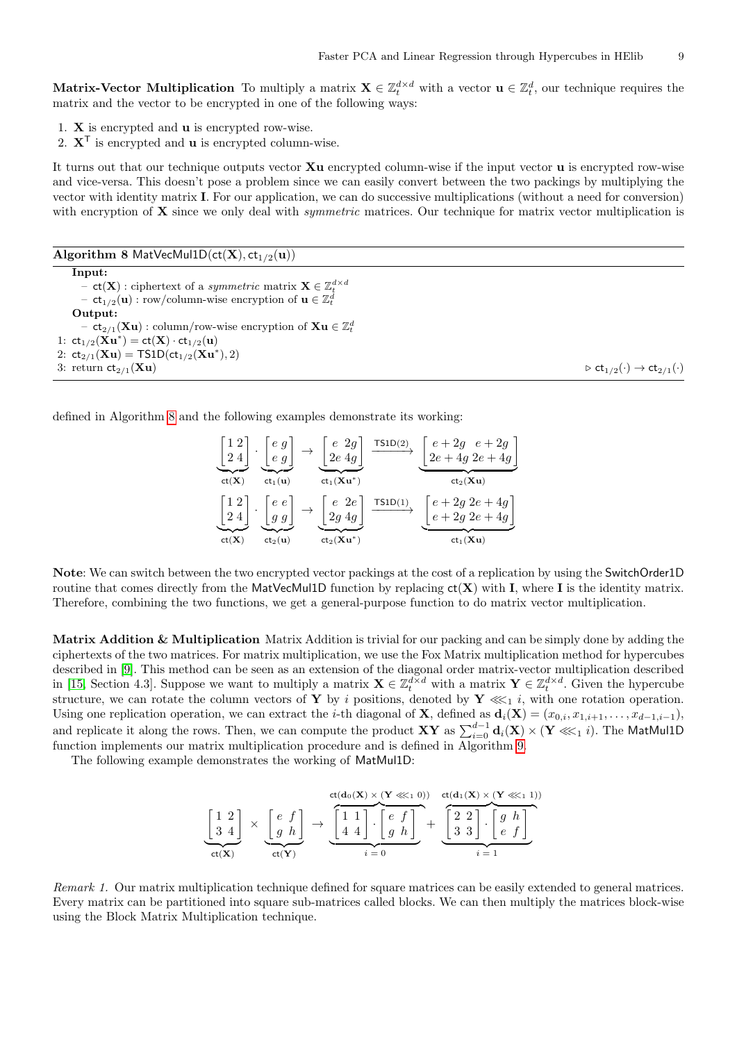**Matrix-Vector Multiplication** To multiply a matrix $\mathbf{X} \in \mathbb{Z}_t^{d\times d}$ with a vector $\mathbf{u} \in \mathbb{Z}_t^d$, our technique requires the matrix and the vector to be encrypted in one of the following ways:

1. $\mathbf{X}$ is encrypted and $\mathbf{u}$ is encrypted row-wise.
2. $\mathbf{X}^\mathsf{T}$ is encrypted and $\mathbf{u}$ is encrypted column-wise.

It turns out that our technique outputs vector $\mathbf{Xu}$ encrypted column-wise if the input vector $\mathbf{u}$ is encrypted row-wise and vice-versa. This doesn't pose a problem since we can easily convert between the two packings by multiplying the vector with identity matrix $\mathbf{I}$. For our application, we can do successive multiplications (without a need for conversion) with encryption of $\mathbf{X}$ since we only deal with *symmetric* matrices. Our technique for matrix vector multiplication is defined in Algorithm 8 and the following examples demonstrate its working:

**Algorithm 8** $\mathsf{MatVecMul1D}(\mathsf{ct}(\mathbf{X}), \mathsf{ct}_{1/2}(\mathbf{u}))$

**Input:**
- $\mathsf{ct}(\mathbf{X})$ : ciphertext of a *symmetric* matrix $\mathbf{X} \in \mathbb{Z}_t^{d\times d}$
- $\mathsf{ct}_{1/2}(\mathbf{u})$ : row/column-wise encryption of $\mathbf{u} \in \mathbb{Z}_t^d$

**Output:**
- $\mathsf{ct}_{2/1}(\mathbf{Xu})$ : column/row-wise encryption of $\mathbf{Xu} \in \mathbb{Z}_t^d$

```
1: ct_{1/2}(Xu*) = ct(X) · ct_{1/2}(u)
2: ct_{2/1}(Xu) = TS1D(ct_{1/2}(Xu*), 2)
3: return ct_{2/1}(Xu)                          ▷ ct_{1/2}(·) → ct_{2/1}(·)
```

$$\underbrace{\begin{bmatrix} 1 & 2 \\ 2 & 4 \end{bmatrix}}_{\mathsf{ct}(\mathbf{X})} \cdot \underbrace{\begin{bmatrix} e & g \\ e & g \end{bmatrix}}_{\mathsf{ct}_1(\mathbf{u})} \rightarrow \underbrace{\begin{bmatrix} e & 2g \\ 2e & 4g \end{bmatrix}}_{\mathsf{ct}_1(\mathbf{Xu}^*)} \xrightarrow{\mathsf{TS1D}(2)} \underbrace{\begin{bmatrix} e+2g & e+2g \\ 2e+4g & 2e+4g \end{bmatrix}}_{\mathsf{ct}_2(\mathbf{Xu})}$$

$$\underbrace{\begin{bmatrix} 1 & 2 \\ 2 & 4 \end{bmatrix}}_{\mathsf{ct}(\mathbf{X})} \cdot \underbrace{\begin{bmatrix} e & e \\ g & g \end{bmatrix}}_{\mathsf{ct}_2(\mathbf{u})} \rightarrow \underbrace{\begin{bmatrix} e & 2e \\ 2g & 4g \end{bmatrix}}_{\mathsf{ct}_2(\mathbf{Xu}^*)} \xrightarrow{\mathsf{TS1D}(1)} \underbrace{\begin{bmatrix} e+2g & 2e+4g \\ e+2g & 2e+4g \end{bmatrix}}_{\mathsf{ct}_1(\mathbf{Xu})}$$

**Note**: We can switch between the two encrypted vector packings at the cost of a replication by using the $\mathsf{SwitchOrder1D}$ routine that comes directly from the $\mathsf{MatVecMul1D}$ function by replacing $\mathsf{ct}(\mathbf{X})$ with $\mathbf{I}$, where $\mathbf{I}$ is the identity matrix. Therefore, combining the two functions, we get a general-purpose function to do matrix vector multiplication.

**Matrix Addition & Multiplication** Matrix Addition is trivial for our packing and can be simply done by adding the ciphertexts of the two matrices. For matrix multiplication, we use the Fox Matrix multiplication method for hypercubes described in [9]. This method can be seen as an extension of the diagonal order matrix-vector multiplication described in [15, Section 4.3]. Suppose we want to multiply a matrix $\mathbf{X} \in \mathbb{Z}_t^{d\times d}$ with a matrix $\mathbf{Y} \in \mathbb{Z}_t^{d\times d}$. Given the hypercube structure, we can rotate the column vectors of $\mathbf{Y}$ by $i$ positions, denoted by $\mathbf{Y} \lll_1 i$, with one rotation operation. Using one replication operation, we can extract the $i$-th diagonal of $\mathbf{X}$, defined as $\mathbf{d}_i(\mathbf{X}) = (x_{0,i}, x_{1,i+1}, \ldots, x_{d-1,i-1})$, and replicate it along the rows. Then, we can compute the product $\mathbf{XY}$ as $\sum_{i=0}^{d-1} \mathbf{d}_i(\mathbf{X}) \times (\mathbf{Y} \lll_1 i)$. The $\mathsf{MatMul1D}$ function implements our matrix multiplication procedure and is defined in Algorithm 9.

The following example demonstrates the working of $\mathsf{MatMul1D}$:

$$\underbrace{\begin{bmatrix} 1 & 2 \\ 3 & 4 \end{bmatrix}}_{\mathsf{ct}(\mathbf{X})} \times \underbrace{\begin{bmatrix} e & f \\ g & h \end{bmatrix}}_{\mathsf{ct}(\mathbf{Y})} \rightarrow \underbrace{\overbrace{\begin{bmatrix} 1 & 1 \\ 4 & 4 \end{bmatrix} \cdot \begin{bmatrix} e & f \\ g & h \end{bmatrix}}^{\mathsf{ct}(\mathbf{d}_0(\mathbf{X}) \times (\mathbf{Y} \lll_1 0))}}_{i=0} + \underbrace{\overbrace{\begin{bmatrix} 2 & 2 \\ 3 & 3 \end{bmatrix} \cdot \begin{bmatrix} g & h \\ e & f \end{bmatrix}}^{\mathsf{ct}(\mathbf{d}_1(\mathbf{X}) \times (\mathbf{Y} \lll_1 1))}}_{i=1}$$

*Remark 1.* Our matrix multiplication technique defined for square matrices can be easily extended to general matrices. Every matrix can be partitioned into square sub-matrices called blocks. We can then multiply the matrices block-wise using the Block Matrix Multiplication technique.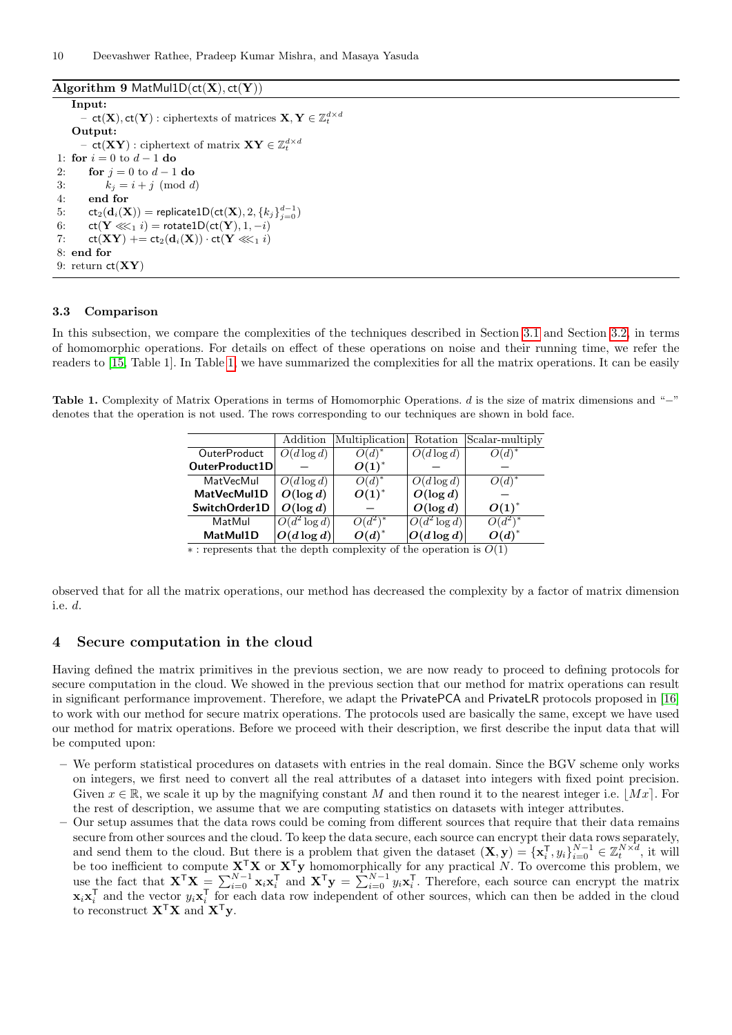**Algorithm 9** $\mathsf{MatMul1D}(\mathsf{ct}(\mathbf{X}), \mathsf{ct}(\mathbf{Y}))$

**Input:**
– $\mathsf{ct}(\mathbf{X}), \mathsf{ct}(\mathbf{Y})$ : ciphertexts of matrices $\mathbf{X}, \mathbf{Y} \in \mathbb{Z}_t^{d \times d}$

**Output:**
– $\mathsf{ct}(\mathbf{XY})$ : ciphertext of matrix $\mathbf{XY} \in \mathbb{Z}_t^{d \times d}$

```
1: for i = 0 to d − 1 do
2:    for j = 0 to d − 1 do
3:       k_j = i + j (mod d)
4:    end for
5:    ct_2(d_i(X)) = replicate1D(ct(X), 2, {k_j}_{j=0}^{d−1})
6:    ct(Y ⋘_1 i) = rotate1D(ct(Y), 1, −i)
7:    ct(XY) += ct_2(d_i(X)) · ct(Y ⋘_1 i)
8: end for
9: return ct(XY)
```

### 3.3 Comparison

In this subsection, we compare the complexities of the techniques described in Section 3.1 and Section 3.2, in terms of homomorphic operations. For details on effect of these operations on noise and their running time, we refer the readers to [15, Table 1]. In Table 1, we have summarized the complexities for all the matrix operations. It can be easily observed that for all the matrix operations, our method has decreased the complexity by a factor of matrix dimension i.e. $d$.

**Table 1.** Complexity of Matrix Operations in terms of Homomorphic Operations. $d$ is the size of matrix dimensions and "−" denotes that the operation is not used. The rows corresponding to our techniques are shown in bold face.

| | Addition | Multiplication | Rotation | Scalar-multiply |
|---|---|---|---|---|
| OuterProduct | $O(d \log d)$ | $O(d)^*$ | $O(d \log d)$ | $O(d)^*$ |
| **OuterProduct1D** | − | $\boldsymbol{O(1)}^*$ | − | − |
| MatVecMul | $O(d \log d)$ | $O(d)^*$ | $O(d \log d)$ | $O(d)^*$ |
| **MatVecMul1D** | $\boldsymbol{O(\log d)}$ | $\boldsymbol{O(1)}^*$ | $\boldsymbol{O(\log d)}$ | − |
| **SwitchOrder1D** | $\boldsymbol{O(\log d)}$ | − | $\boldsymbol{O(\log d)}$ | $\boldsymbol{O(1)}^*$ |
| MatMul | $O(d^2 \log d)$ | $O(d^2)^*$ | $O(d^2 \log d)$ | $O(d^2)^*$ |
| **MatMul1D** | $\boldsymbol{O(d \log d)}$ | $\boldsymbol{O(d)}^*$ | $\boldsymbol{O(d \log d)}$ | $\boldsymbol{O(d)}^*$ |

$*$ : represents that the depth complexity of the operation is $O(1)$

## 4 Secure computation in the cloud

Having defined the matrix primitives in the previous section, we are now ready to proceed to defining protocols for secure computation in the cloud. We showed in the previous section that our method for matrix operations can result in significant performance improvement. Therefore, we adapt the PrivatePCA and PrivateLR protocols proposed in [16] to work with our method for secure matrix operations. The protocols used are basically the same, except we have used our method for matrix operations. Before we proceed with their description, we first describe the input data that will be computed upon:

- We perform statistical procedures on datasets with entries in the real domain. Since the BGV scheme only works on integers, we first need to convert all the real attributes of a dataset into integers with fixed point precision. Given $x \in \mathbb{R}$, we scale it up by the magnifying constant $M$ and then round it to the nearest integer i.e. $\lfloor Mx \rceil$. For the rest of description, we assume that we are computing statistics on datasets with integer attributes.
- Our setup assumes that the data rows could be coming from different sources that require that their data remains secure from other sources and the cloud. To keep the data secure, each source can encrypt their data rows separately, and send them to the cloud. But there is a problem that given the dataset $(\mathbf{X}, \mathbf{y}) = \{\mathbf{x}_i^\mathsf{T}, y_i\}_{i=0}^{N-1} \in \mathbb{Z}_t^{N \times d}$, it will be too inefficient to compute $\mathbf{X}^\mathsf{T}\mathbf{X}$ or $\mathbf{X}^\mathsf{T}\mathbf{y}$ homomorphically for any practical $N$. To overcome this problem, we use the fact that $\mathbf{X}^\mathsf{T}\mathbf{X} = \sum_{i=0}^{N-1} \mathbf{x}_i\mathbf{x}_i^\mathsf{T}$ and $\mathbf{X}^\mathsf{T}\mathbf{y} = \sum_{i=0}^{N-1} y_i\mathbf{x}_i^\mathsf{T}$. Therefore, each source can encrypt the matrix $\mathbf{x}_i\mathbf{x}_i^\mathsf{T}$ and the vector $y_i\mathbf{x}_i^\mathsf{T}$ for each data row independent of other sources, which can then be added in the cloud to reconstruct $\mathbf{X}^\mathsf{T}\mathbf{X}$ and $\mathbf{X}^\mathsf{T}\mathbf{y}$.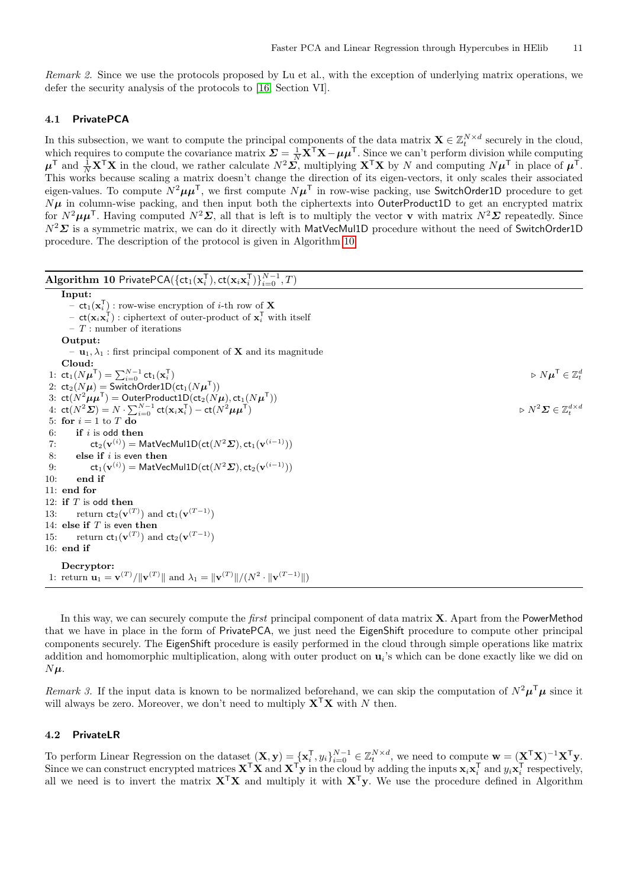*Remark 2.* Since we use the protocols proposed by Lu et al., with the exception of underlying matrix operations, we defer the security analysis of the protocols to [16, Section VI].

### 4.1 PrivatePCA

In this subsection, we want to compute the principal components of the data matrix $\mathbf{X} \in \mathbb{Z}_t^{N \times d}$ securely in the cloud, which requires to compute the covariance matrix $\boldsymbol{\Sigma} = \frac{1}{N}\mathbf{X}^\mathsf{T}\mathbf{X} - \boldsymbol{\mu}\boldsymbol{\mu}^\mathsf{T}$. Since we can't perform division while computing $\boldsymbol{\mu}^\mathsf{T}$ and $\frac{1}{N}\mathbf{X}^\mathsf{T}\mathbf{X}$ in the cloud, we rather calculate $N^2\boldsymbol{\Sigma}$, multiplying $\mathbf{X}^\mathsf{T}\mathbf{X}$ by $N$ and computing $N\boldsymbol{\mu}^\mathsf{T}$ in place of $\boldsymbol{\mu}^\mathsf{T}$. This works because scaling a matrix doesn't change the direction of its eigen-vectors, it only scales their associated eigen-values. To compute $N^2\boldsymbol{\mu}\boldsymbol{\mu}^\mathsf{T}$, we first compute $N\boldsymbol{\mu}^\mathsf{T}$ in row-wise packing, use SwitchOrder1D procedure to get $N\boldsymbol{\mu}$ in column-wise packing, and then input both the ciphertexts into OuterProduct1D to get an encrypted matrix for $N^2\boldsymbol{\mu}\boldsymbol{\mu}^\mathsf{T}$. Having computed $N^2\boldsymbol{\Sigma}$, all that is left is to multiply the vector $\mathbf{v}$ with matrix $N^2\boldsymbol{\Sigma}$ repeatedly. Since $N^2\boldsymbol{\Sigma}$ is a symmetric matrix, we can do it directly with MatVecMul1D procedure without the need of SwitchOrder1D procedure. The description of the protocol is given in Algorithm 10.

**Algorithm 10** PrivatePCA($\{\mathsf{ct}_1(\mathbf{x}_i^\mathsf{T}), \mathsf{ct}(\mathbf{x}_i\mathbf{x}_i^\mathsf{T})\}_{i=0}^{N-1}, T$)

**Input:**
- $\mathsf{ct}_1(\mathbf{x}_i^\mathsf{T})$ : row-wise encryption of $i$-th row of $\mathbf{X}$
- $\mathsf{ct}(\mathbf{x}_i\mathbf{x}_i^\mathsf{T})$ : ciphertext of outer-product of $\mathbf{x}_i^\mathsf{T}$ with itself
- $T$ : number of iterations

**Output:**
- $\mathbf{u}_1, \lambda_1$ : first principal component of $\mathbf{X}$ and its magnitude

**Cloud:**

```
1: ct_1(Nμ^T) = Σ_{i=0}^{N-1} ct_1(x_i^T)                         ▷ Nμ^T ∈ Z_t^d
2: ct_2(Nμ) = SwitchOrder1D(ct_1(Nμ^T))
3: ct(N^2 μμ^T) = OuterProduct1D(ct_2(Nμ), ct_1(Nμ^T))
4: ct(N^2 Σ) = N · Σ_{i=0}^{N-1} ct(x_i x_i^T) − ct(N^2 μμ^T)      ▷ N^2 Σ ∈ Z_t^{d×d}
5: for i = 1 to T do
6:     if i is odd then
7:         ct_2(v^(i)) = MatVecMul1D(ct(N^2 Σ), ct_1(v^(i−1)))
8:     else if i is even then
9:         ct_1(v^(i)) = MatVecMul1D(ct(N^2 Σ), ct_2(v^(i−1)))
10:    end if
11: end for
12: if T is odd then
13:     return ct_2(v^(T)) and ct_1(v^(T−1))
14: else if T is even then
15:     return ct_1(v^(T)) and ct_2(v^(T−1))
16: end if
```

**Decryptor:**

1: return $\mathbf{u}_1 = \mathbf{v}^{(T)}/\|\mathbf{v}^{(T)}\|$ and $\lambda_1 = \|\mathbf{v}^{(T)}\|/(N^2 \cdot \|\mathbf{v}^{(T-1)}\|)$

In this way, we can securely compute the *first* principal component of data matrix $\mathbf{X}$. Apart from the PowerMethod that we have in place in the form of PrivatePCA, we just need the EigenShift procedure to compute other principal components securely. The EigenShift procedure is easily performed in the cloud through simple operations like matrix addition and homomorphic multiplication, along with outer product on $\mathbf{u}_i$'s which can be done exactly like we did on $N\boldsymbol{\mu}$.

*Remark 3.* If the input data is known to be normalized beforehand, we can skip the computation of $N^2\boldsymbol{\mu}^\mathsf{T}\boldsymbol{\mu}$ since it will always be zero. Moreover, we don't need to multiply $\mathbf{X}^\mathsf{T}\mathbf{X}$ with $N$ then.

### 4.2 PrivateLR

To perform Linear Regression on the dataset $(\mathbf{X}, \mathbf{y}) = \{\mathbf{x}_i^\mathsf{T}, y_i\}_{i=0}^{N-1} \in \mathbb{Z}_t^{N \times d}$, we need to compute $\mathbf{w} = (\mathbf{X}^\mathsf{T}\mathbf{X})^{-1}\mathbf{X}^\mathsf{T}\mathbf{y}$. Since we can construct encrypted matrices $\mathbf{X}^\mathsf{T}\mathbf{X}$ and $\mathbf{X}^\mathsf{T}\mathbf{y}$ in the cloud by adding the inputs $\mathbf{x}_i\mathbf{x}_i^\mathsf{T}$ and $y_i\mathbf{x}_i^\mathsf{T}$ respectively, all we need is to invert the matrix $\mathbf{X}^\mathsf{T}\mathbf{X}$ and multiply it with $\mathbf{X}^\mathsf{T}\mathbf{y}$. We use the procedure defined in Algorithm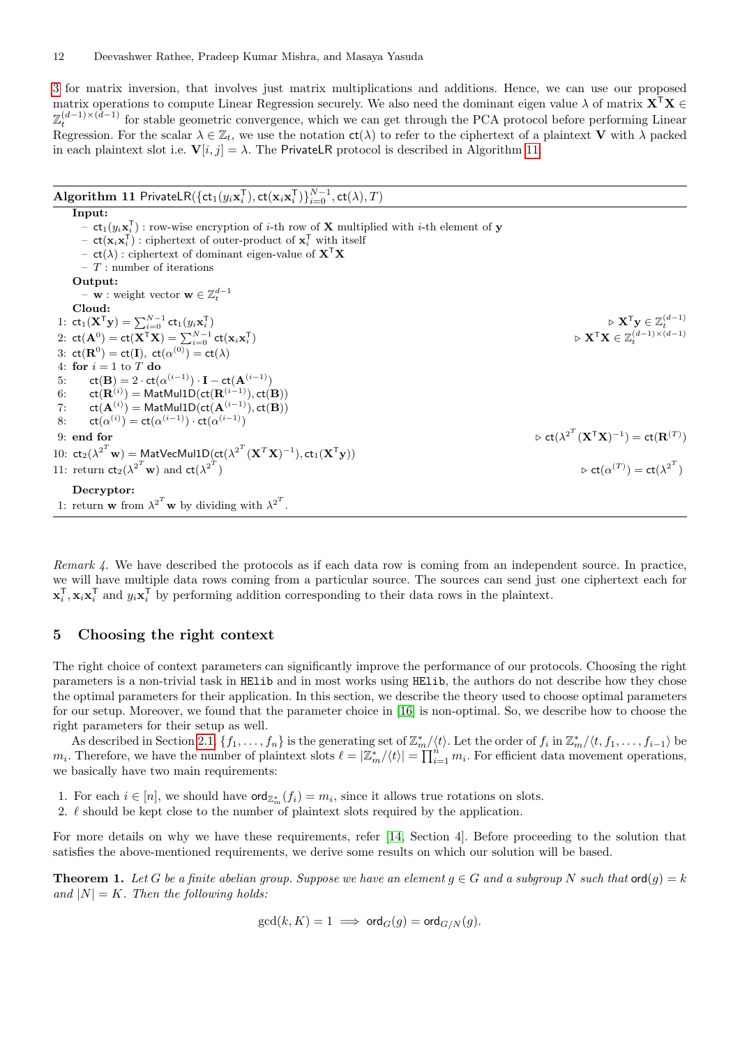3 for matrix inversion, that involves just matrix multiplications and additions. Hence, we can use our proposed matrix operations to compute Linear Regression securely. We also need the dominant eigen value $\lambda$ of matrix $\mathbf{X}^\mathsf{T}\mathbf{X} \in \mathbb{Z}_t^{(d-1)\times(d-1)}$ for stable geometric convergence, which we can get through the PCA protocol before performing Linear Regression. For the scalar $\lambda \in \mathbb{Z}_t$, we use the notation $\mathsf{ct}(\lambda)$ to refer to the ciphertext of a plaintext $\mathbf{V}$ with $\lambda$ packed in each plaintext slot i.e. $\mathbf{V}[i,j] = \lambda$. The PrivateLR protocol is described in Algorithm 11.

**Algorithm 11** $\mathsf{PrivateLR}(\{\mathsf{ct}_1(y_i\mathbf{x}_i^\mathsf{T}), \mathsf{ct}(\mathbf{x}_i\mathbf{x}_i^\mathsf{T})\}_{i=0}^{N-1}, \mathsf{ct}(\lambda), T)$

**Input:**
- $\mathsf{ct}_1(y_i\mathbf{x}_i^\mathsf{T})$ : row-wise encryption of $i$-th row of $\mathbf{X}$ multiplied with $i$-th element of $\mathbf{y}$
- $\mathsf{ct}(\mathbf{x}_i\mathbf{x}_i^\mathsf{T})$ : ciphertext of outer-product of $\mathbf{x}_i^\mathsf{T}$ with itself
- $\mathsf{ct}(\lambda)$ : ciphertext of dominant eigen-value of $\mathbf{X}^\mathsf{T}\mathbf{X}$
- $T$ : number of iterations

**Output:**
- $\mathbf{w}$ : weight vector $\mathbf{w} \in \mathbb{Z}_t^{d-1}$

**Cloud:**

1: $\mathsf{ct}_1(\mathbf{X}^\mathsf{T}\mathbf{y}) = \sum_{i=0}^{N-1} \mathsf{ct}_1(y_i\mathbf{x}_i^\mathsf{T})$ ▷ $\mathbf{X}^\mathsf{T}\mathbf{y} \in \mathbb{Z}_t^{(d-1)}$
2: $\mathsf{ct}(\mathbf{A}^0) = \mathsf{ct}(\mathbf{X}^\mathsf{T}\mathbf{X}) = \sum_{i=0}^{N-1} \mathsf{ct}(\mathbf{x}_i\mathbf{x}_i^\mathsf{T})$ ▷ $\mathbf{X}^\mathsf{T}\mathbf{X} \in \mathbb{Z}_t^{(d-1)\times(d-1)}$
3: $\mathsf{ct}(\mathbf{R}^0) = \mathsf{ct}(\mathbf{I}),\ \mathsf{ct}(\alpha^{(0)}) = \mathsf{ct}(\lambda)$
4: **for** $i = 1$ to $T$ **do**
5: $\quad\mathsf{ct}(\mathbf{B}) = 2 \cdot \mathsf{ct}(\alpha^{(i-1)}) \cdot \mathbf{I} - \mathsf{ct}(\mathbf{A}^{(i-1)})$
6: $\quad\mathsf{ct}(\mathbf{R}^{(i)}) = \mathsf{MatMul1D}(\mathsf{ct}(\mathbf{R}^{(i-1)}), \mathsf{ct}(\mathbf{B}))$
7: $\quad\mathsf{ct}(\mathbf{A}^{(i)}) = \mathsf{MatMul1D}(\mathsf{ct}(\mathbf{A}^{(i-1)}), \mathsf{ct}(\mathbf{B}))$
8: $\quad\mathsf{ct}(\alpha^{(i)}) = \mathsf{ct}(\alpha^{(i-1)}) \cdot \mathsf{ct}(\alpha^{(i-1)})$
9: **end for** ▷ $\mathsf{ct}(\lambda^{2^T}(\mathbf{X}^\mathsf{T}\mathbf{X})^{-1}) = \mathsf{ct}(\mathbf{R}^{(T)})$
10: $\mathsf{ct}_2(\lambda^{2^T}\mathbf{w}) = \mathsf{MatVecMul1D}(\mathsf{ct}(\lambda^{2^T}(\mathbf{X}^T\mathbf{X})^{-1}), \mathsf{ct}_1(\mathbf{X}^\mathsf{T}\mathbf{y}))$
11: return $\mathsf{ct}_2(\lambda^{2^T}\mathbf{w})$ and $\mathsf{ct}(\lambda^{2^T})$ ▷ $\mathsf{ct}(\alpha^{(T)}) = \mathsf{ct}(\lambda^{2^T})$

**Decryptor:**

1: return $\mathbf{w}$ from $\lambda^{2^T}\mathbf{w}$ by dividing with $\lambda^{2^T}$.

*Remark 4.* We have described the protocols as if each data row is coming from an independent source. In practice, we will have multiple data rows coming from a particular source. The sources can send just one ciphertext each for $\mathbf{x}_i^\mathsf{T}, \mathbf{x}_i\mathbf{x}_i^\mathsf{T}$ and $y_i\mathbf{x}_i^\mathsf{T}$ by performing addition corresponding to their data rows in the plaintext.

## 5 Choosing the right context

The right choice of context parameters can significantly improve the performance of our protocols. Choosing the right parameters is a non-trivial task in `HElib` and in most works using `HElib`, the authors do not describe how they chose the optimal parameters for their application. In this section, we describe the theory used to choose optimal parameters for our setup. Moreover, we found that the parameter choice in [16] is non-optimal. So, we describe how to choose the right parameters for their setup as well.

As described in Section 2.1, $\{f_1, \ldots, f_n\}$ is the generating set of $\mathbb{Z}_m^*/\langle t\rangle$. Let the order of $f_i$ in $\mathbb{Z}_m^*/\langle t, f_1, \ldots, f_{i-1}\rangle$ be $m_i$. Therefore, we have the number of plaintext slots $\ell = |\mathbb{Z}_m^*/\langle t\rangle| = \prod_{i=1}^n m_i$. For efficient data movement operations, we basically have two main requirements:

1. For each $i \in [n]$, we should have $\mathsf{ord}_{\mathbb{Z}_m^*}(f_i) = m_i$, since it allows true rotations on slots.
2. $\ell$ should be kept close to the number of plaintext slots required by the application.

For more details on why we have these requirements, refer [14, Section 4]. Before proceeding to the solution that satisfies the above-mentioned requirements, we derive some results on which our solution will be based.

**Theorem 1.** *Let $G$ be a finite abelian group. Suppose we have an element $g \in G$ and a subgroup $N$ such that $\mathsf{ord}(g) = k$ and $|N| = K$. Then the following holds:*

$$\gcd(k, K) = 1 \implies \mathsf{ord}_G(g) = \mathsf{ord}_{G/N}(g).$$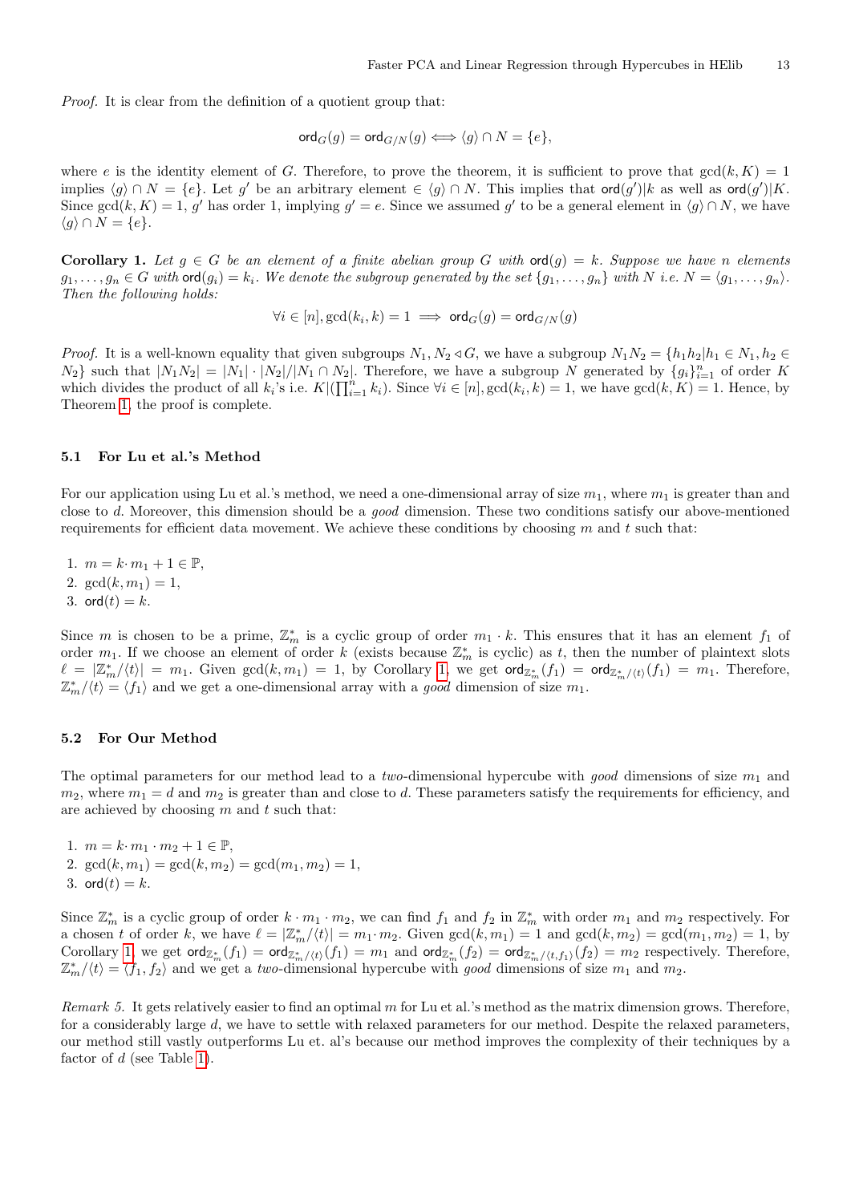*Proof.* It is clear from the definition of a quotient group that:

$$\mathsf{ord}_G(g) = \mathsf{ord}_{G/N}(g) \iff \langle g \rangle \cap N = \{e\},$$

where $e$ is the identity element of $G$. Therefore, to prove the theorem, it is sufficient to prove that $\gcd(k, K) = 1$ implies $\langle g \rangle \cap N = \{e\}$. Let $g'$ be an arbitrary element $\in \langle g \rangle \cap N$. This implies that $\mathsf{ord}(g')|k$ as well as $\mathsf{ord}(g')|K$. Since $\gcd(k, K) = 1$, $g'$ has order 1, implying $g' = e$. Since we assumed $g'$ to be a general element in $\langle g \rangle \cap N$, we have $\langle g \rangle \cap N = \{e\}$.

**Corollary 1.** *Let $g \in G$ be an element of a finite abelian group $G$ with $\mathsf{ord}(g) = k$. Suppose we have $n$ elements $g_1, \ldots, g_n \in G$ with $\mathsf{ord}(g_i) = k_i$. We denote the subgroup generated by the set $\{g_1, \ldots, g_n\}$ with $N$ i.e. $N = \langle g_1, \ldots, g_n \rangle$. Then the following holds:*

$$\forall i \in [n], \gcd(k_i, k) = 1 \implies \mathsf{ord}_G(g) = \mathsf{ord}_{G/N}(g)$$

*Proof.* It is a well-known equality that given subgroups $N_1, N_2 \triangleleft G$, we have a subgroup $N_1 N_2 = \{h_1 h_2 | h_1 \in N_1, h_2 \in N_2\}$ such that $|N_1 N_2| = |N_1| \cdot |N_2| / |N_1 \cap N_2|$. Therefore, we have a subgroup $N$ generated by $\{g_i\}_{i=1}^n$ of order $K$ which divides the product of all $k_i$'s i.e. $K | (\prod_{i=1}^n k_i)$. Since $\forall i \in [n], \gcd(k_i, k) = 1$, we have $\gcd(k, K) = 1$. Hence, by Theorem 1, the proof is complete.

### 5.1 For Lu et al.'s Method

For our application using Lu et al.'s method, we need a one-dimensional array of size $m_1$, where $m_1$ is greater than and close to $d$. Moreover, this dimension should be a *good* dimension. These two conditions satisfy our above-mentioned requirements for efficient data movement. We achieve these conditions by choosing $m$ and $t$ such that:

1. $m = k \cdot m_1 + 1 \in \mathbb{P}$,
2. $\gcd(k, m_1) = 1$,
3. $\mathsf{ord}(t) = k$.

Since $m$ is chosen to be a prime, $\mathbb{Z}_m^*$ is a cyclic group of order $m_1 \cdot k$. This ensures that it has an element $f_1$ of order $m_1$. If we choose an element of order $k$ (exists because $\mathbb{Z}_m^*$ is cyclic) as $t$, then the number of plaintext slots $\ell = |\mathbb{Z}_m^* / \langle t \rangle| = m_1$. Given $\gcd(k, m_1) = 1$, by Corollary 1, we get $\mathsf{ord}_{\mathbb{Z}_m^*}(f_1) = \mathsf{ord}_{\mathbb{Z}_m^*/\langle t \rangle}(f_1) = m_1$. Therefore, $\mathbb{Z}_m^* / \langle t \rangle = \langle f_1 \rangle$ and we get a one-dimensional array with a *good* dimension of size $m_1$.

### 5.2 For Our Method

The optimal parameters for our method lead to a *two*-dimensional hypercube with *good* dimensions of size $m_1$ and $m_2$, where $m_1 = d$ and $m_2$ is greater than and close to $d$. These parameters satisfy the requirements for efficiency, and are achieved by choosing $m$ and $t$ such that:

1. $m = k \cdot m_1 \cdot m_2 + 1 \in \mathbb{P}$,
2. $\gcd(k, m_1) = \gcd(k, m_2) = \gcd(m_1, m_2) = 1$,
3. $\mathsf{ord}(t) = k$.

Since $\mathbb{Z}_m^*$ is a cyclic group of order $k \cdot m_1 \cdot m_2$, we can find $f_1$ and $f_2$ in $\mathbb{Z}_m^*$ with order $m_1$ and $m_2$ respectively. For a chosen $t$ of order $k$, we have $\ell = |\mathbb{Z}_m^* / \langle t \rangle| = m_1 \cdot m_2$. Given $\gcd(k, m_1) = 1$ and $\gcd(k, m_2) = \gcd(m_1, m_2) = 1$, by Corollary 1, we get $\mathsf{ord}_{\mathbb{Z}_m^*}(f_1) = \mathsf{ord}_{\mathbb{Z}_m^*/\langle t \rangle}(f_1) = m_1$ and $\mathsf{ord}_{\mathbb{Z}_m^*}(f_2) = \mathsf{ord}_{\mathbb{Z}_m^*/\langle t, f_1 \rangle}(f_2) = m_2$ respectively. Therefore, $\mathbb{Z}_m^* / \langle t \rangle = \langle f_1, f_2 \rangle$ and we get a *two*-dimensional hypercube with *good* dimensions of size $m_1$ and $m_2$.

*Remark 5.* It gets relatively easier to find an optimal $m$ for Lu et al.'s method as the matrix dimension grows. Therefore, for a considerably large $d$, we have to settle with relaxed parameters for our method. Despite the relaxed parameters, our method still vastly outperforms Lu et. al's because our method improves the complexity of their techniques by a factor of $d$ (see Table 1).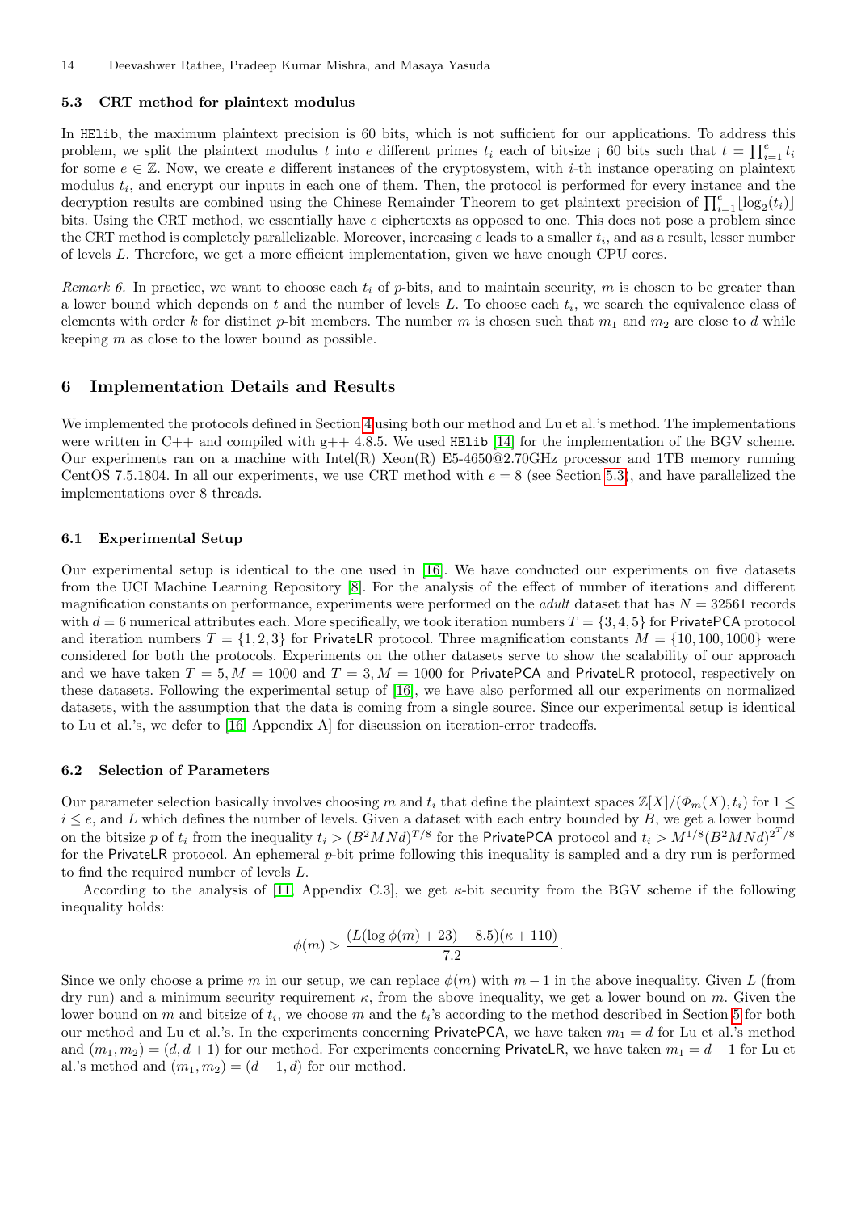### 5.3 CRT method for plaintext modulus

In HElib, the maximum plaintext precision is 60 bits, which is not sufficient for our applications. To address this problem, we split the plaintext modulus $t$ into $e$ different primes $t_i$ each of bitsize ¡ 60 bits such that $t = \prod_{i=1}^{e} t_i$ for some $e \in \mathbb{Z}$. Now, we create $e$ different instances of the cryptosystem, with $i$-th instance operating on plaintext modulus $t_i$, and encrypt our inputs in each one of them. Then, the protocol is performed for every instance and the decryption results are combined using the Chinese Remainder Theorem to get plaintext precision of $\prod_{i=1}^{e} \lfloor \log_2(t_i) \rfloor$ bits. Using the CRT method, we essentially have $e$ ciphertexts as opposed to one. This does not pose a problem since the CRT method is completely parallelizable. Moreover, increasing $e$ leads to a smaller $t_i$, and as a result, lesser number of levels $L$. Therefore, we get a more efficient implementation, given we have enough CPU cores.

*Remark 6.* In practice, we want to choose each $t_i$ of $p$-bits, and to maintain security, $m$ is chosen to be greater than a lower bound which depends on $t$ and the number of levels $L$. To choose each $t_i$, we search the equivalence class of elements with order $k$ for distinct $p$-bit members. The number $m$ is chosen such that $m_1$ and $m_2$ are close to $d$ while keeping $m$ as close to the lower bound as possible.

## 6 Implementation Details and Results

We implemented the protocols defined in Section 4 using both our method and Lu et al.'s method. The implementations were written in C++ and compiled with g++ 4.8.5. We used HElib [14] for the implementation of the BGV scheme. Our experiments ran on a machine with Intel(R) Xeon(R) E5-4650@2.70GHz processor and 1TB memory running CentOS 7.5.1804. In all our experiments, we use CRT method with $e = 8$ (see Section 5.3), and have parallelized the implementations over 8 threads.

### 6.1 Experimental Setup

Our experimental setup is identical to the one used in [16]. We have conducted our experiments on five datasets from the UCI Machine Learning Repository [8]. For the analysis of the effect of number of iterations and different magnification constants on performance, experiments were performed on the *adult* dataset that has $N = 32561$ records with $d = 6$ numerical attributes each. More specifically, we took iteration numbers $T = \{3, 4, 5\}$ for PrivatePCA protocol and iteration numbers $T = \{1, 2, 3\}$ for PrivateLR protocol. Three magnification constants $M = \{10, 100, 1000\}$ were considered for both the protocols. Experiments on the other datasets serve to show the scalability of our approach and we have taken $T = 5, M = 1000$ and $T = 3, M = 1000$ for PrivatePCA and PrivateLR protocol, respectively on these datasets. Following the experimental setup of [16], we have also performed all our experiments on normalized datasets, with the assumption that the data is coming from a single source. Since our experimental setup is identical to Lu et al.'s, we defer to [16, Appendix A] for discussion on iteration-error tradeoffs.

### 6.2 Selection of Parameters

Our parameter selection basically involves choosing $m$ and $t_i$ that define the plaintext spaces $\mathbb{Z}[X]/(\Phi_m(X), t_i)$ for $1 \leq i \leq e$, and $L$ which defines the number of levels. Given a dataset with each entry bounded by $B$, we get a lower bound on the bitsize $p$ of $t_i$ from the inequality $t_i > (B^2 MNd)^{T/8}$ for the PrivatePCA protocol and $t_i > M^{1/8}(B^2 MNd)^{2^T/8}$ for the PrivateLR protocol. An ephemeral $p$-bit prime following this inequality is sampled and a dry run is performed to find the required number of levels $L$.

According to the analysis of [11, Appendix C.3], we get $\kappa$-bit security from the BGV scheme if the following inequality holds:

$$\phi(m) > \frac{(L(\log \phi(m) + 23) - 8.5)(\kappa + 110)}{7.2}.$$

Since we only choose a prime $m$ in our setup, we can replace $\phi(m)$ with $m - 1$ in the above inequality. Given $L$ (from dry run) and a minimum security requirement $\kappa$, from the above inequality, we get a lower bound on $m$. Given the lower bound on $m$ and bitsize of $t_i$, we choose $m$ and the $t_i$'s according to the method described in Section 5 for both our method and Lu et al.'s. In the experiments concerning PrivatePCA, we have taken $m_1 = d$ for Lu et al.'s method and $(m_1, m_2) = (d, d + 1)$ for our method. For experiments concerning PrivateLR, we have taken $m_1 = d - 1$ for Lu et al.'s method and $(m_1, m_2) = (d - 1, d)$ for our method.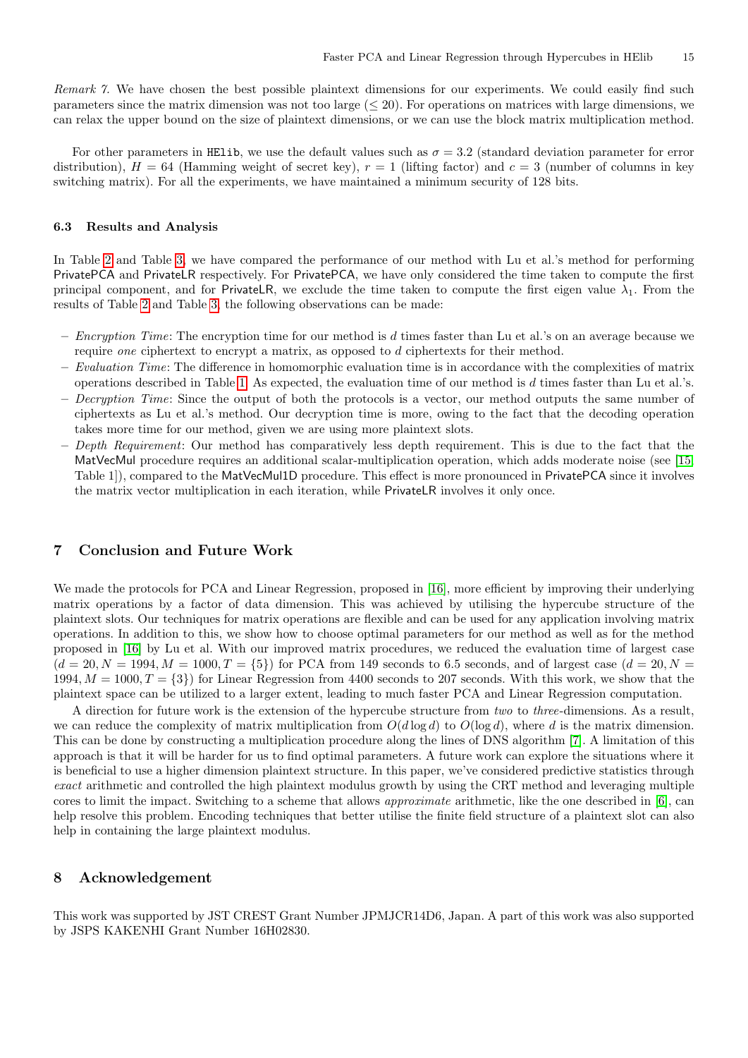*Remark 7.* We have chosen the best possible plaintext dimensions for our experiments. We could easily find such parameters since the matrix dimension was not too large ($\leq 20$). For operations on matrices with large dimensions, we can relax the upper bound on the size of plaintext dimensions, or we can use the block matrix multiplication method.

For other parameters in `HElib`, we use the default values such as $\sigma = 3.2$ (standard deviation parameter for error distribution), $H = 64$ (Hamming weight of secret key), $r = 1$ (lifting factor) and $c = 3$ (number of columns in key switching matrix). For all the experiments, we have maintained a minimum security of 128 bits.

### 6.3 Results and Analysis

In Table 2 and Table 3, we have compared the performance of our method with Lu et al.'s method for performing PrivatePCA and PrivateLR respectively. For PrivatePCA, we have only considered the time taken to compute the first principal component, and for PrivateLR, we exclude the time taken to compute the first eigen value $\lambda_1$. From the results of Table 2 and Table 3, the following observations can be made:

- *Encryption Time*: The encryption time for our method is $d$ times faster than Lu et al.'s on an average because we require *one* ciphertext to encrypt a matrix, as opposed to $d$ ciphertexts for their method.
- *Evaluation Time*: The difference in homomorphic evaluation time is in accordance with the complexities of matrix operations described in Table 1. As expected, the evaluation time of our method is $d$ times faster than Lu et al.'s.
- *Decryption Time*: Since the output of both the protocols is a vector, our method outputs the same number of ciphertexts as Lu et al.'s method. Our decryption time is more, owing to the fact that the decoding operation takes more time for our method, given we are using more plaintext slots.
- *Depth Requirement*: Our method has comparatively less depth requirement. This is due to the fact that the MatVecMul procedure requires an additional scalar-multiplication operation, which adds moderate noise (see [15] Table 1]), compared to the MatVecMul1D procedure. This effect is more pronounced in PrivatePCA since it involves the matrix vector multiplication in each iteration, while PrivateLR involves it only once.

## 7 Conclusion and Future Work

We made the protocols for PCA and Linear Regression, proposed in [16], more efficient by improving their underlying matrix operations by a factor of data dimension. This was achieved by utilising the hypercube structure of the plaintext slots. Our techniques for matrix operations are flexible and can be used for any application involving matrix operations. In addition to this, we show how to choose optimal parameters for our method as well as for the method proposed in [16] by Lu et al. With our improved matrix procedures, we reduced the evaluation time of largest case ($d = 20, N = 1994, M = 1000, T = \{5\}$) for PCA from 149 seconds to 6.5 seconds, and of largest case ($d = 20, N = 1994, M = 1000, T = \{3\}$) for Linear Regression from 4400 seconds to 207 seconds. With this work, we show that the plaintext space can be utilized to a larger extent, leading to much faster PCA and Linear Regression computation.

A direction for future work is the extension of the hypercube structure from *two* to *three*-dimensions. As a result, we can reduce the complexity of matrix multiplication from $O(d \log d)$ to $O(\log d)$, where $d$ is the matrix dimension. This can be done by constructing a multiplication procedure along the lines of DNS algorithm [7]. A limitation of this approach is that it will be harder for us to find optimal parameters. A future work can explore the situations where it is beneficial to use a higher dimension plaintext structure. In this paper, we've considered predictive statistics through *exact* arithmetic and controlled the high plaintext modulus growth by using the CRT method and leveraging multiple cores to limit the impact. Switching to a scheme that allows *approximate* arithmetic, like the one described in [6], can help resolve this problem. Encoding techniques that better utilise the finite field structure of a plaintext slot can also help in containing the large plaintext modulus.

## 8 Acknowledgement

This work was supported by JST CREST Grant Number JPMJCR14D6, Japan. A part of this work was also supported by JSPS KAKENHI Grant Number 16H02830.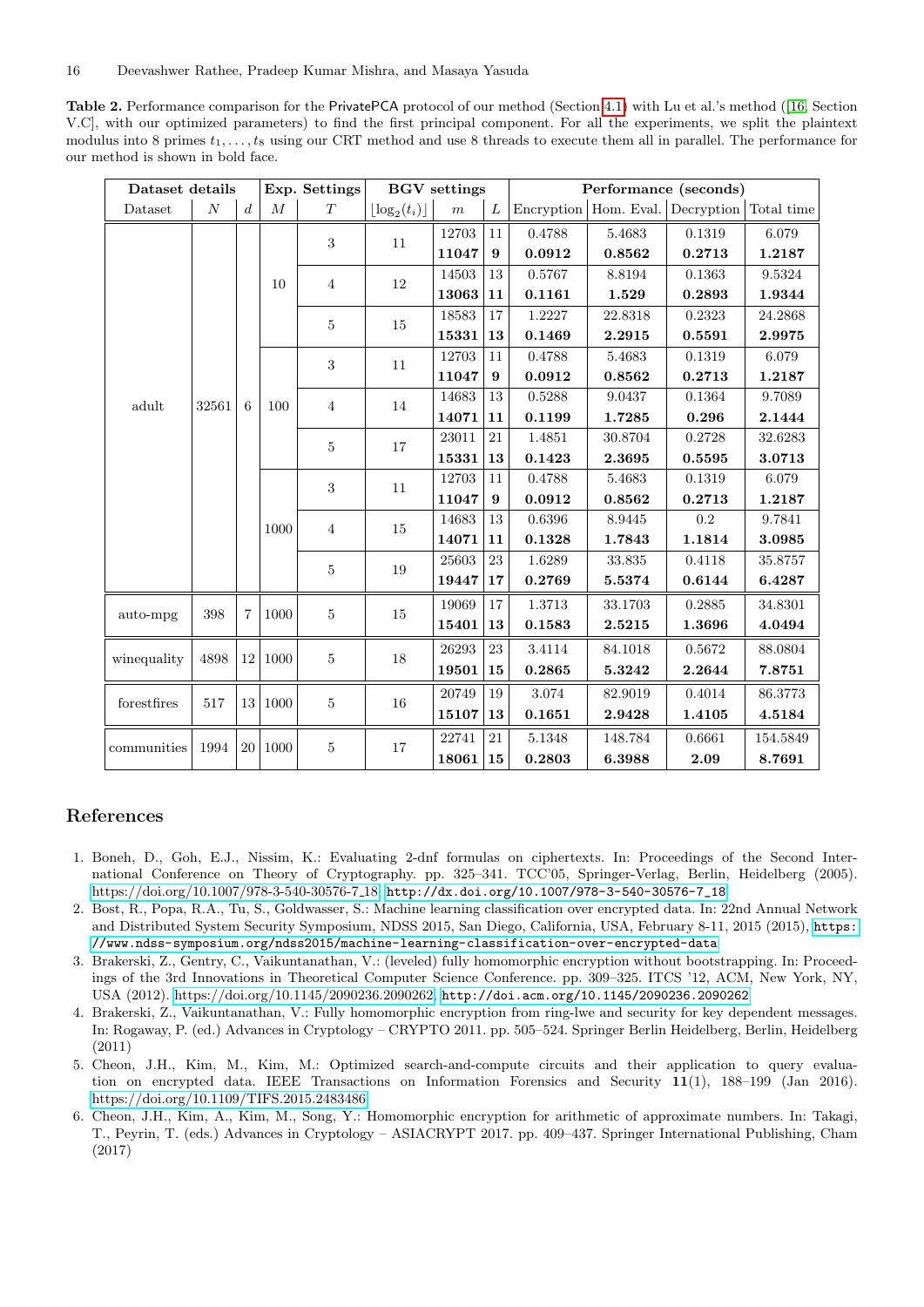**Table 2.** Performance comparison for the PrivatePCA protocol of our method (Section 4.1) with Lu et al.'s method ([16, Section V.C], with our optimized parameters) to find the first principal component. For all the experiments, we split the plaintext modulus into 8 primes $t_1, \ldots, t_8$ using our CRT method and use 8 threads to execute them all in parallel. The performance for our method is shown in bold face.

| Dataset details | | | Exp. Settings | | BGV settings | | | Performance (seconds) | | | |
|---|---|---|---|---|---|---|---|---|---|---|---|
| Dataset | $N$ | $d$ | $M$ | $T$ | $\lfloor \log_2(t_i) \rfloor$ | $m$ | $L$ | Encryption | Hom. Eval. | Decryption | Total time |
| adult | 32561 | 6 | 10 | 3 | 11 | 12703 | 11 | 0.4788 | 5.4683 | 0.1319 | 6.079 |
| | | | | | | **11047** | **9** | **0.0912** | **0.8562** | **0.2713** | **1.2187** |
| | | | | 4 | 12 | 14503 | 13 | 0.5767 | 8.8194 | 0.1363 | 9.5324 |
| | | | | | | **13063** | **11** | **0.1161** | **1.529** | **0.2893** | **1.9344** |
| | | | | 5 | 15 | 18583 | 17 | 1.2227 | 22.8318 | 0.2323 | 24.2868 |
| | | | | | | **15331** | **13** | **0.1469** | **2.2915** | **0.5591** | **2.9975** |
| | | | 100 | 3 | 11 | 12703 | 11 | 0.4788 | 5.4683 | 0.1319 | 6.079 |
| | | | | | | **11047** | **9** | **0.0912** | **0.8562** | **0.2713** | **1.2187** |
| | | | | 4 | 14 | 14683 | 13 | 0.5288 | 9.0437 | 0.1364 | 9.7089 |
| | | | | | | **14071** | **11** | **0.1199** | **1.7285** | **0.296** | **2.1444** |
| | | | | 5 | 17 | 23011 | 21 | 1.4851 | 30.8704 | 0.2728 | 32.6283 |
| | | | | | | **15331** | **13** | **0.1423** | **2.3695** | **0.5595** | **3.0713** |
| | | | 1000 | 3 | 11 | 12703 | 11 | 0.4788 | 5.4683 | 0.1319 | 6.079 |
| | | | | | | **11047** | **9** | **0.0912** | **0.8562** | **0.2713** | **1.2187** |
| | | | | 4 | 15 | 14683 | 13 | 0.6396 | 8.9445 | 0.2 | 9.7841 |
| | | | | | | **14071** | **11** | **0.1328** | **1.7843** | **1.1814** | **3.0985** |
| | | | | 5 | 19 | 25603 | 23 | 1.6289 | 33.835 | 0.4118 | 35.8757 |
| | | | | | | **19447** | **17** | **0.2769** | **5.5374** | **0.6144** | **6.4287** |
| auto-mpg | 398 | 7 | 1000 | 5 | 15 | 19069 | 17 | 1.3713 | 33.1703 | 0.2885 | 34.8301 |
| | | | | | | **15401** | **13** | **0.1583** | **2.5215** | **1.3696** | **4.0494** |
| winequality | 4898 | 12 | 1000 | 5 | 18 | 26293 | 23 | 3.4114 | 84.1018 | 0.5672 | 88.0804 |
| | | | | | | **19501** | **15** | **0.2865** | **5.3242** | **2.2644** | **7.8751** |
| forestfires | 517 | 13 | 1000 | 5 | 16 | 20749 | 19 | 3.074 | 82.9019 | 0.4014 | 86.3773 |
| | | | | | | **15107** | **13** | **0.1651** | **2.9428** | **1.4105** | **4.5184** |
| communities | 1994 | 20 | 1000 | 5 | 17 | 22741 | 21 | 5.1348 | 148.784 | 0.6661 | 154.5849 |
| | | | | | | **18061** | **15** | **0.2803** | **6.3988** | **2.09** | **8.7691** |

# References

1. Boneh, D., Goh, E.J., Nissim, K.: Evaluating 2-dnf formulas on ciphertexts. In: Proceedings of the Second International Conference on Theory of Cryptography. pp. 325–341. TCC'05, Springer-Verlag, Berlin, Heidelberg (2005). https://doi.org/10.1007/978-3-540-30576-7_18, http://dx.doi.org/10.1007/978-3-540-30576-7_18
2. Bost, R., Popa, R.A., Tu, S., Goldwasser, S.: Machine learning classification over encrypted data. In: 22nd Annual Network and Distributed System Security Symposium, NDSS 2015, San Diego, California, USA, February 8-11, 2015 (2015), https://www.ndss-symposium.org/ndss2015/machine-learning-classification-over-encrypted-data
3. Brakerski, Z., Gentry, C., Vaikuntanathan, V.: (leveled) fully homomorphic encryption without bootstrapping. In: Proceedings of the 3rd Innovations in Theoretical Computer Science Conference. pp. 309–325. ITCS '12, ACM, New York, NY, USA (2012). https://doi.org/10.1145/2090236.2090262, http://doi.acm.org/10.1145/2090236.2090262
4. Brakerski, Z., Vaikuntanathan, V.: Fully homomorphic encryption from ring-lwe and security for key dependent messages. In: Rogaway, P. (ed.) Advances in Cryptology – CRYPTO 2011. pp. 505–524. Springer Berlin Heidelberg, Berlin, Heidelberg (2011)
5. Cheon, J.H., Kim, M., Kim, M.: Optimized search-and-compute circuits and their application to query evaluation on encrypted data. IEEE Transactions on Information Forensics and Security **11**(1), 188–199 (Jan 2016). https://doi.org/10.1109/TIFS.2015.2483486
6. Cheon, J.H., Kim, A., Kim, M., Song, Y.: Homomorphic encryption for arithmetic of approximate numbers. In: Takagi, T., Peyrin, T. (eds.) Advances in Cryptology – ASIACRYPT 2017. pp. 409–437. Springer International Publishing, Cham (2017)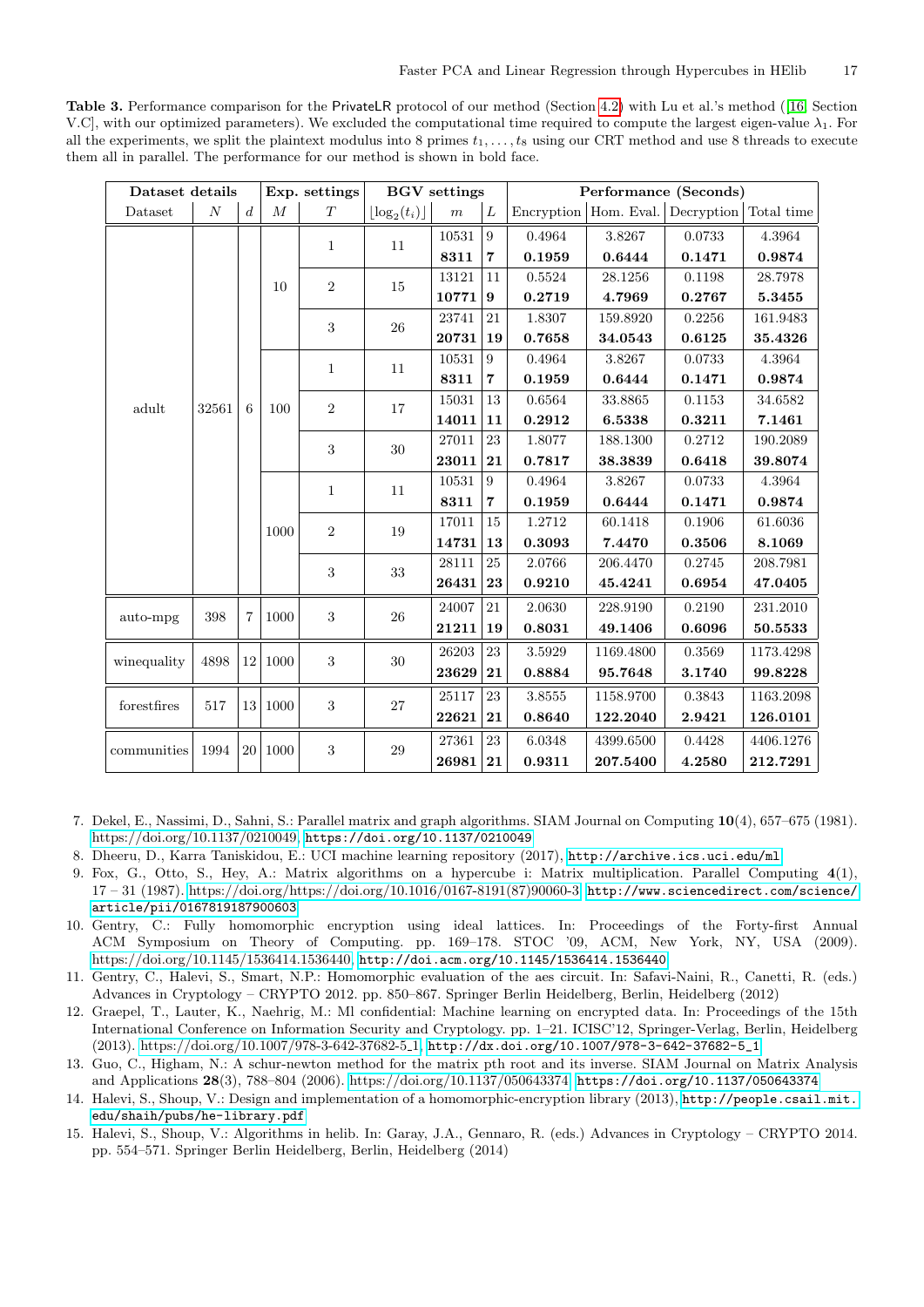**Table 3.** Performance comparison for the PrivateLR protocol of our method (Section 4.2) with Lu et al.'s method ([16] Section V.C], with our optimized parameters). We excluded the computational time required to compute the largest eigen-value $\lambda_1$. For all the experiments, we split the plaintext modulus into 8 primes $t_1, \ldots, t_8$ using our CRT method and use 8 threads to execute them all in parallel. The performance for our method is shown in bold face.

| Dataset details | | | Exp. settings | | BGV settings | | | Performance (Seconds) | | | |
|---|---|---|---|---|---|---|---|---|---|---|---|
| Dataset | $N$ | $d$ | $M$ | $T$ | $\lfloor \log_2(t_i) \rfloor$ | $m$ | $L$ | Encryption | Hom. Eval. | Decryption | Total time |
| adult | 32561 | 6 | 10 | 1 | 11 | 10531 | 9 | 0.4964 | 3.8267 | 0.0733 | 4.3964 |
| | | | | | | **8311** | **7** | **0.1959** | **0.6444** | **0.1471** | **0.9874** |
| | | | | 2 | 15 | 13121 | 11 | 0.5524 | 28.1256 | 0.1198 | 28.7978 |
| | | | | | | **10771** | **9** | **0.2719** | **4.7969** | **0.2767** | **5.3455** |
| | | | | 3 | 26 | 23741 | 21 | 1.8307 | 159.8920 | 0.2256 | 161.9483 |
| | | | | | | **20731** | **19** | **0.7658** | **34.0543** | **0.6125** | **35.4326** |
| | | | 100 | 1 | 11 | 10531 | 9 | 0.4964 | 3.8267 | 0.0733 | 4.3964 |
| | | | | | | **8311** | **7** | **0.1959** | **0.6444** | **0.1471** | **0.9874** |
| | | | | 2 | 17 | 15031 | 13 | 0.6564 | 33.8865 | 0.1153 | 34.6582 |
| | | | | | | **14011** | **11** | **0.2912** | **6.5338** | **0.3211** | **7.1461** |
| | | | | 3 | 30 | 27011 | 23 | 1.8077 | 188.1300 | 0.2712 | 190.2089 |
| | | | | | | **23011** | **21** | **0.7817** | **38.3839** | **0.6418** | **39.8074** |
| | | | 1000 | 1 | 11 | 10531 | 9 | 0.4964 | 3.8267 | 0.0733 | 4.3964 |
| | | | | | | **8311** | **7** | **0.1959** | **0.6444** | **0.1471** | **0.9874** |
| | | | | 2 | 19 | 17011 | 15 | 1.2712 | 60.1418 | 0.1906 | 61.6036 |
| | | | | | | **14731** | **13** | **0.3093** | **7.4470** | **0.3506** | **8.1069** |
| | | | | 3 | 33 | 28111 | 25 | 2.0766 | 206.4470 | 0.2745 | 208.7981 |
| | | | | | | **26431** | **23** | **0.9210** | **45.4241** | **0.6954** | **47.0405** |
| auto-mpg | 398 | 7 | 1000 | 3 | 26 | 24007 | 21 | 2.0630 | 228.9190 | 0.2190 | 231.2010 |
| | | | | | | **21211** | **19** | **0.8031** | **49.1406** | **0.6096** | **50.5533** |
| winequality | 4898 | 12 | 1000 | 3 | 30 | 26203 | 23 | 3.5929 | 1169.4800 | 0.3569 | 1173.4298 |
| | | | | | | **23629** | **21** | **0.8884** | **95.7648** | **3.1740** | **99.8228** |
| forestfires | 517 | 13 | 1000 | 3 | 27 | 25117 | 23 | 3.8555 | 1158.9700 | 0.3843 | 1163.2098 |
| | | | | | | **22621** | **21** | **0.8640** | **122.2040** | **2.9421** | **126.0101** |
| communities | 1994 | 20 | 1000 | 3 | 29 | 27361 | 23 | 6.0348 | 4399.6500 | 0.4428 | 4406.1276 |
| | | | | | | **26981** | **21** | **0.9311** | **207.5400** | **4.2580** | **212.7291** |

7. Dekel, E., Nassimi, D., Sahni, S.: Parallel matrix and graph algorithms. SIAM Journal on Computing **10**(4), 657–675 (1981). https://doi.org/10.1137/0210049, `https://doi.org/10.1137/0210049`
8. Dheeru, D., Karra Taniskidou, E.: UCI machine learning repository (2017), `http://archive.ics.uci.edu/ml`
9. Fox, G., Otto, S., Hey, A.: Matrix algorithms on a hypercube i: Matrix multiplication. Parallel Computing **4**(1), 17 – 31 (1987). https://doi.org/https://doi.org/10.1016/0167-8191(87)90060-3, `http://www.sciencedirect.com/science/article/pii/0167819187900603`
10. Gentry, C.: Fully homomorphic encryption using ideal lattices. In: Proceedings of the Forty-first Annual ACM Symposium on Theory of Computing. pp. 169–178. STOC '09, ACM, New York, NY, USA (2009). https://doi.org/10.1145/1536414.1536440, `http://doi.acm.org/10.1145/1536414.1536440`
11. Gentry, C., Halevi, S., Smart, N.P.: Homomorphic evaluation of the aes circuit. In: Safavi-Naini, R., Canetti, R. (eds.) Advances in Cryptology – CRYPTO 2012. pp. 850–867. Springer Berlin Heidelberg, Berlin, Heidelberg (2012)
12. Graepel, T., Lauter, K., Naehrig, M.: Ml confidential: Machine learning on encrypted data. In: Proceedings of the 15th International Conference on Information Security and Cryptology. pp. 1–21. ICISC'12, Springer-Verlag, Berlin, Heidelberg (2013). https://doi.org/10.1007/978-3-642-37682-5_1, `http://dx.doi.org/10.1007/978-3-642-37682-5_1`
13. Guo, C., Higham, N.: A schur-newton method for the matrix pth root and its inverse. SIAM Journal on Matrix Analysis and Applications **28**(3), 788–804 (2006). https://doi.org/10.1137/050643374, `https://doi.org/10.1137/050643374`
14. Halevi, S., Shoup, V.: Design and implementation of a homomorphic-encryption library (2013), `http://people.csail.mit.edu/shaih/pubs/he-library.pdf`
15. Halevi, S., Shoup, V.: Algorithms in helib. In: Garay, J.A., Gennaro, R. (eds.) Advances in Cryptology – CRYPTO 2014. pp. 554–571. Springer Berlin Heidelberg, Berlin, Heidelberg (2014)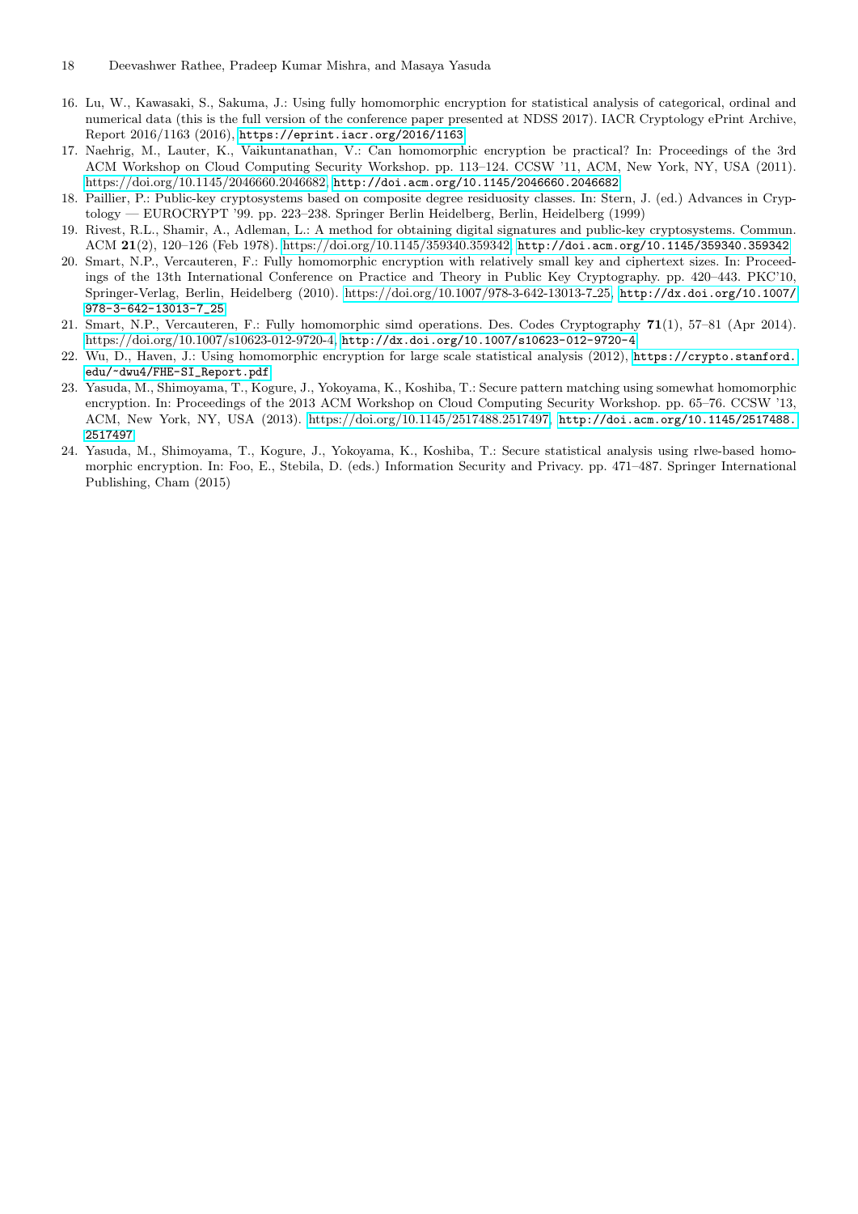16. Lu, W., Kawasaki, S., Sakuma, J.: Using fully homomorphic encryption for statistical analysis of categorical, ordinal and numerical data (this is the full version of the conference paper presented at NDSS 2017). IACR Cryptology ePrint Archive, Report 2016/1163 (2016), https://eprint.iacr.org/2016/1163
17. Naehrig, M., Lauter, K., Vaikuntanathan, V.: Can homomorphic encryption be practical? In: Proceedings of the 3rd ACM Workshop on Cloud Computing Security Workshop. pp. 113–124. CCSW '11, ACM, New York, NY, USA (2011). https://doi.org/10.1145/2046660.2046682, http://doi.acm.org/10.1145/2046660.2046682
18. Paillier, P.: Public-key cryptosystems based on composite degree residuosity classes. In: Stern, J. (ed.) Advances in Cryptology — EUROCRYPT '99. pp. 223–238. Springer Berlin Heidelberg, Berlin, Heidelberg (1999)
19. Rivest, R.L., Shamir, A., Adleman, L.: A method for obtaining digital signatures and public-key cryptosystems. Commun. ACM **21**(2), 120–126 (Feb 1978). https://doi.org/10.1145/359340.359342, http://doi.acm.org/10.1145/359340.359342
20. Smart, N.P., Vercauteren, F.: Fully homomorphic encryption with relatively small key and ciphertext sizes. In: Proceedings of the 13th International Conference on Practice and Theory in Public Key Cryptography. pp. 420–443. PKC'10, Springer-Verlag, Berlin, Heidelberg (2010). https://doi.org/10.1007/978-3-642-13013-7_25, http://dx.doi.org/10.1007/978-3-642-13013-7_25
21. Smart, N.P., Vercauteren, F.: Fully homomorphic simd operations. Des. Codes Cryptography **71**(1), 57–81 (Apr 2014). https://doi.org/10.1007/s10623-012-9720-4, http://dx.doi.org/10.1007/s10623-012-9720-4
22. Wu, D., Haven, J.: Using homomorphic encryption for large scale statistical analysis (2012), https://crypto.stanford.edu/~dwu4/FHE-SI_Report.pdf
23. Yasuda, M., Shimoyama, T., Kogure, J., Yokoyama, K., Koshiba, T.: Secure pattern matching using somewhat homomorphic encryption. In: Proceedings of the 2013 ACM Workshop on Cloud Computing Security Workshop. pp. 65–76. CCSW '13, ACM, New York, NY, USA (2013). https://doi.org/10.1145/2517488.2517497, http://doi.acm.org/10.1145/2517488.2517497
24. Yasuda, M., Shimoyama, T., Kogure, J., Yokoyama, K., Koshiba, T.: Secure statistical analysis using rlwe-based homomorphic encryption. In: Foo, E., Stebila, D. (eds.) Information Security and Privacy. pp. 471–487. Springer International Publishing, Cham (2015)